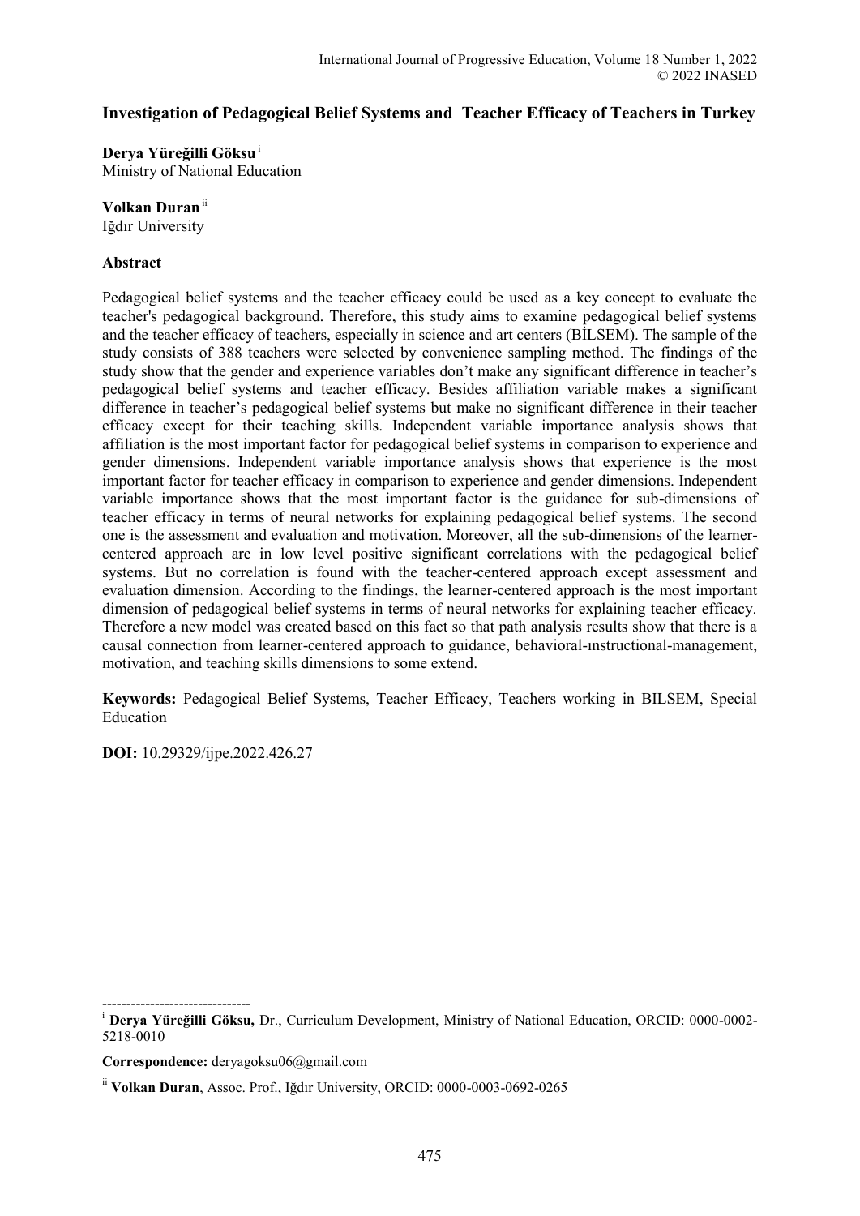# Investigation of Pedagogical Belief Systems and Teacher Efficacy of Teachers in Turkey

**Derya Yüreğilli Göksu** [i]
Ministry of National Education

**Volkan Duran** [ii]
Iğdır University

## Abstract

Pedagogical belief systems and the teacher efficacy could be used as a key concept to evaluate the teacher's pedagogical background. Therefore, this study aims to examine pedagogical belief systems and the teacher efficacy of teachers, especially in science and art centers (BİLSEM). The sample of the study consists of 388 teachers were selected by convenience sampling method. The findings of the study show that the gender and experience variables don't make any significant difference in teacher's pedagogical belief systems and teacher efficacy. Besides affiliation variable makes a significant difference in teacher's pedagogical belief systems but make no significant difference in their teacher efficacy except for their teaching skills. Independent variable importance analysis shows that affiliation is the most important factor for pedagogical belief systems in comparison to experience and gender dimensions. Independent variable importance analysis shows that experience is the most important factor for teacher efficacy in comparison to experience and gender dimensions. Independent variable importance shows that the most important factor is the guidance for sub-dimensions of teacher efficacy in terms of neural networks for explaining pedagogical belief systems. The second one is the assessment and evaluation and motivation. Moreover, all the sub-dimensions of the learner-centered approach are in low level positive significant correlations with the pedagogical belief systems. But no correlation is found with the teacher-centered approach except assessment and evaluation dimension. According to the findings, the learner-centered approach is the most important dimension of pedagogical belief systems in terms of neural networks for explaining teacher efficacy. Therefore a new model was created based on this fact so that path analysis results show that there is a causal connection from learner-centered approach to guidance, behavioral-ınstructional-management, motivation, and teaching skills dimensions to some extend.

**Keywords:** Pedagogical Belief Systems, Teacher Efficacy, Teachers working in BILSEM, Special Education

**DOI:** 10.29329/ijpe.2022.426.27

-------------------------------

[i] **Derya Yüreğilli Göksu,** Dr., Curriculum Development, Ministry of National Education, ORCID: 0000-0002-5218-0010

**Correspondence:** deryagoksu06@gmail.com

[ii] **Volkan Duran**, Assoc. Prof., Iğdır University, ORCID: 0000-0003-0692-0265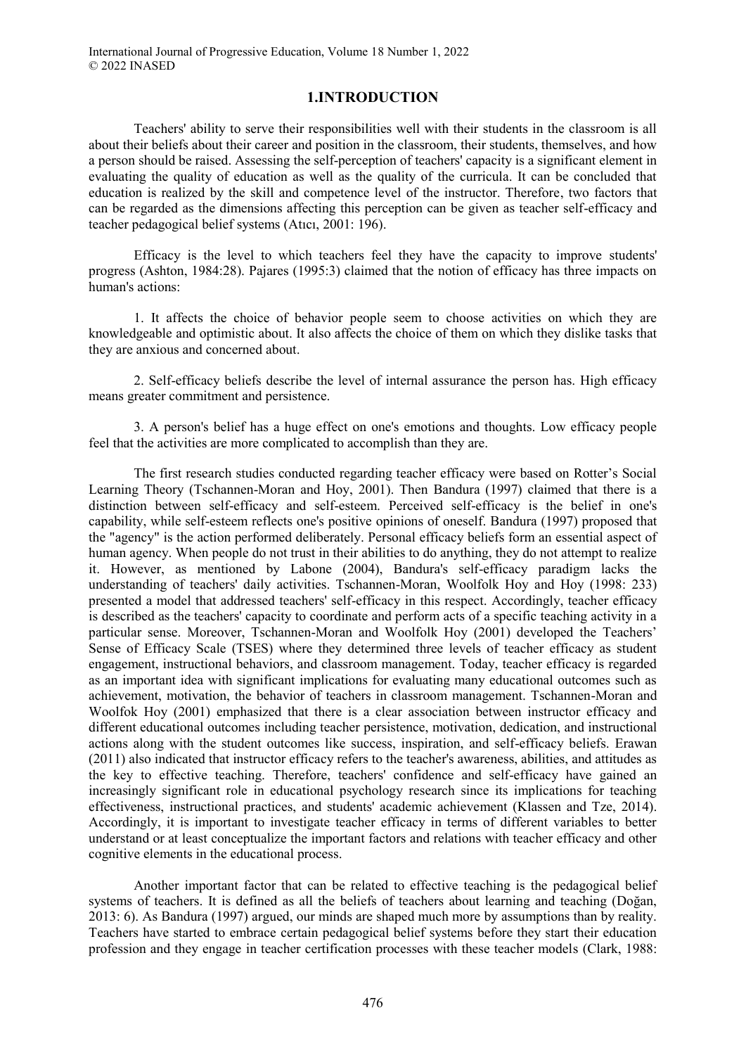# 1.INTRODUCTION

Teachers' ability to serve their responsibilities well with their students in the classroom is all about their beliefs about their career and position in the classroom, their students, themselves, and how a person should be raised. Assessing the self-perception of teachers' capacity is a significant element in evaluating the quality of education as well as the quality of the curricula. It can be concluded that education is realized by the skill and competence level of the instructor. Therefore, two factors that can be regarded as the dimensions affecting this perception can be given as teacher self-efficacy and teacher pedagogical belief systems (Atıcı, 2001: 196).

Efficacy is the level to which teachers feel they have the capacity to improve students' progress (Ashton, 1984:28). Pajares (1995:3) claimed that the notion of efficacy has three impacts on human's actions:

1. It affects the choice of behavior people seem to choose activities on which they are knowledgeable and optimistic about. It also affects the choice of them on which they dislike tasks that they are anxious and concerned about.

2. Self-efficacy beliefs describe the level of internal assurance the person has. High efficacy means greater commitment and persistence.

3. A person's belief has a huge effect on one's emotions and thoughts. Low efficacy people feel that the activities are more complicated to accomplish than they are.

The first research studies conducted regarding teacher efficacy were based on Rotter's Social Learning Theory (Tschannen-Moran and Hoy, 2001). Then Bandura (1997) claimed that there is a distinction between self-efficacy and self-esteem. Perceived self-efficacy is the belief in one's capability, while self-esteem reflects one's positive opinions of oneself. Bandura (1997) proposed that the "agency" is the action performed deliberately. Personal efficacy beliefs form an essential aspect of human agency. When people do not trust in their abilities to do anything, they do not attempt to realize it. However, as mentioned by Labone (2004), Bandura's self-efficacy paradigm lacks the understanding of teachers' daily activities. Tschannen-Moran, Woolfolk Hoy and Hoy (1998: 233) presented a model that addressed teachers' self-efficacy in this respect. Accordingly, teacher efficacy is described as the teachers' capacity to coordinate and perform acts of a specific teaching activity in a particular sense. Moreover, Tschannen-Moran and Woolfolk Hoy (2001) developed the Teachers' Sense of Efficacy Scale (TSES) where they determined three levels of teacher efficacy as student engagement, instructional behaviors, and classroom management. Today, teacher efficacy is regarded as an important idea with significant implications for evaluating many educational outcomes such as achievement, motivation, the behavior of teachers in classroom management. Tschannen-Moran and Woolfok Hoy (2001) emphasized that there is a clear association between instructor efficacy and different educational outcomes including teacher persistence, motivation, dedication, and instructional actions along with the student outcomes like success, inspiration, and self-efficacy beliefs. Erawan (2011) also indicated that instructor efficacy refers to the teacher's awareness, abilities, and attitudes as the key to effective teaching. Therefore, teachers' confidence and self-efficacy have gained an increasingly significant role in educational psychology research since its implications for teaching effectiveness, instructional practices, and students' academic achievement (Klassen and Tze, 2014). Accordingly, it is important to investigate teacher efficacy in terms of different variables to better understand or at least conceptualize the important factors and relations with teacher efficacy and other cognitive elements in the educational process.

Another important factor that can be related to effective teaching is the pedagogical belief systems of teachers. It is defined as all the beliefs of teachers about learning and teaching (Doğan, 2013: 6). As Bandura (1997) argued, our minds are shaped much more by assumptions than by reality. Teachers have started to embrace certain pedagogical belief systems before they start their education profession and they engage in teacher certification processes with these teacher models (Clark, 1988: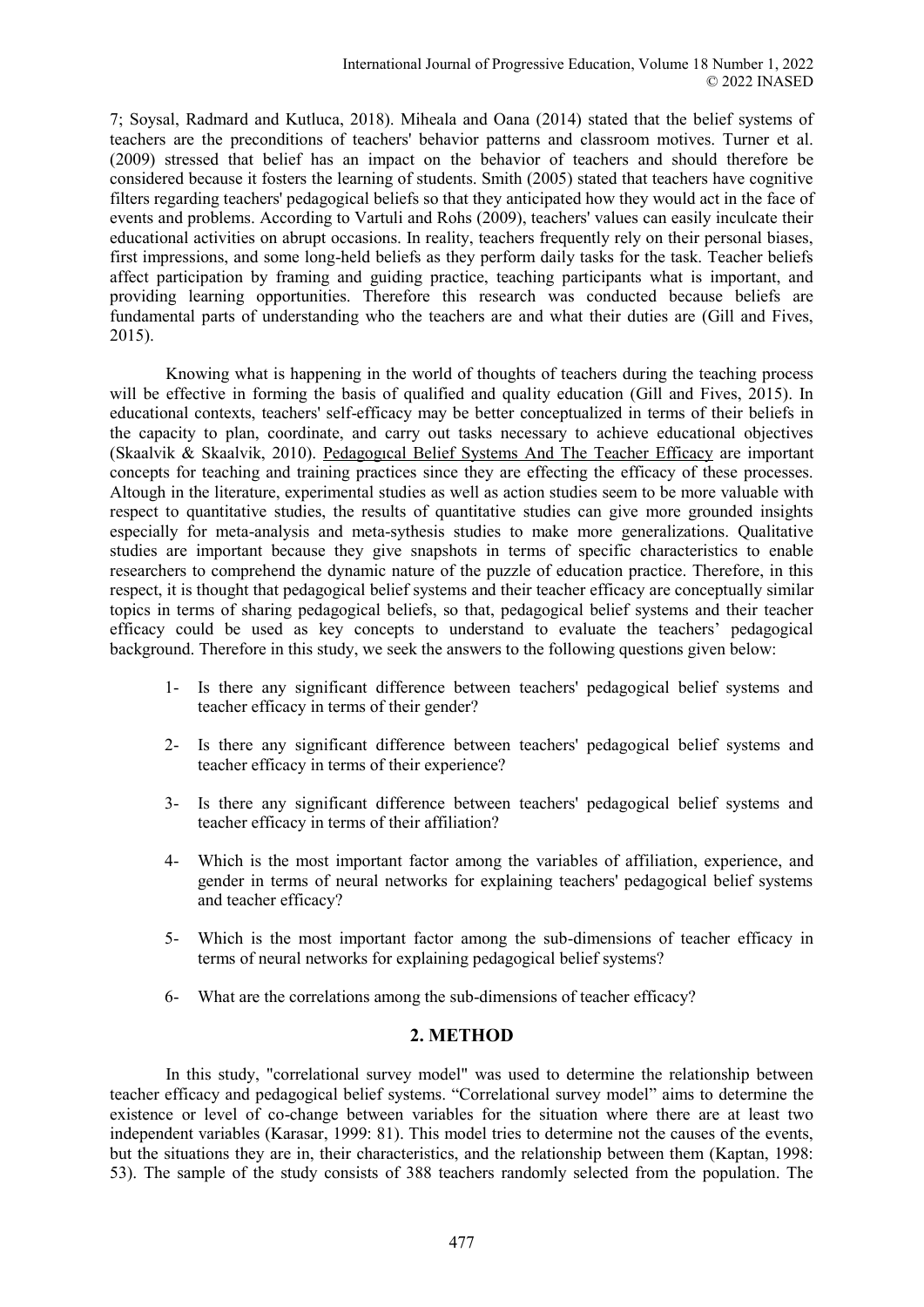7; Soysal, Radmard and Kutluca, 2018). Miheala and Oana (2014) stated that the belief systems of teachers are the preconditions of teachers' behavior patterns and classroom motives. Turner et al. (2009) stressed that belief has an impact on the behavior of teachers and should therefore be considered because it fosters the learning of students. Smith (2005) stated that teachers have cognitive filters regarding teachers' pedagogical beliefs so that they anticipated how they would act in the face of events and problems. According to Vartuli and Rohs (2009), teachers' values can easily inculcate their educational activities on abrupt occasions. In reality, teachers frequently rely on their personal biases, first impressions, and some long-held beliefs as they perform daily tasks for the task. Teacher beliefs affect participation by framing and guiding practice, teaching participants what is important, and providing learning opportunities. Therefore this research was conducted because beliefs are fundamental parts of understanding who the teachers are and what their duties are (Gill and Fives, 2015).

Knowing what is happening in the world of thoughts of teachers during the teaching process will be effective in forming the basis of qualified and quality education (Gill and Fives, 2015). In educational contexts, teachers' self-efficacy may be better conceptualized in terms of their beliefs in the capacity to plan, coordinate, and carry out tasks necessary to achieve educational objectives (Skaalvik & Skaalvik, 2010). Pedagogıcal Belief Systems And The Teacher Efficacy are important concepts for teaching and training practices since they are effecting the efficacy of these processes. Altough in the literature, experimental studies as well as action studies seem to be more valuable with respect to quantitative studies, the results of quantitative studies can give more grounded insights especially for meta-analysis and meta-sythesis studies to make more generalizations. Qualitative studies are important because they give snapshots in terms of specific characteristics to enable researchers to comprehend the dynamic nature of the puzzle of education practice. Therefore, in this respect, it is thought that pedagogical belief systems and their teacher efficacy are conceptually similar topics in terms of sharing pedagogical beliefs, so that, pedagogical belief systems and their teacher efficacy could be used as key concepts to understand to evaluate the teachers' pedagogical background. Therefore in this study, we seek the answers to the following questions given below:

1- Is there any significant difference between teachers' pedagogical belief systems and teacher efficacy in terms of their gender?

2- Is there any significant difference between teachers' pedagogical belief systems and teacher efficacy in terms of their experience?

3- Is there any significant difference between teachers' pedagogical belief systems and teacher efficacy in terms of their affiliation?

4- Which is the most important factor among the variables of affiliation, experience, and gender in terms of neural networks for explaining teachers' pedagogical belief systems and teacher efficacy?

5- Which is the most important factor among the sub-dimensions of teacher efficacy in terms of neural networks for explaining pedagogical belief systems?

6- What are the correlations among the sub-dimensions of teacher efficacy?

## 2. METHOD

In this study, "correlational survey model" was used to determine the relationship between teacher efficacy and pedagogical belief systems. "Correlational survey model" aims to determine the existence or level of co-change between variables for the situation where there are at least two independent variables (Karasar, 1999: 81). This model tries to determine not the causes of the events, but the situations they are in, their characteristics, and the relationship between them (Kaptan, 1998: 53). The sample of the study consists of 388 teachers randomly selected from the population. The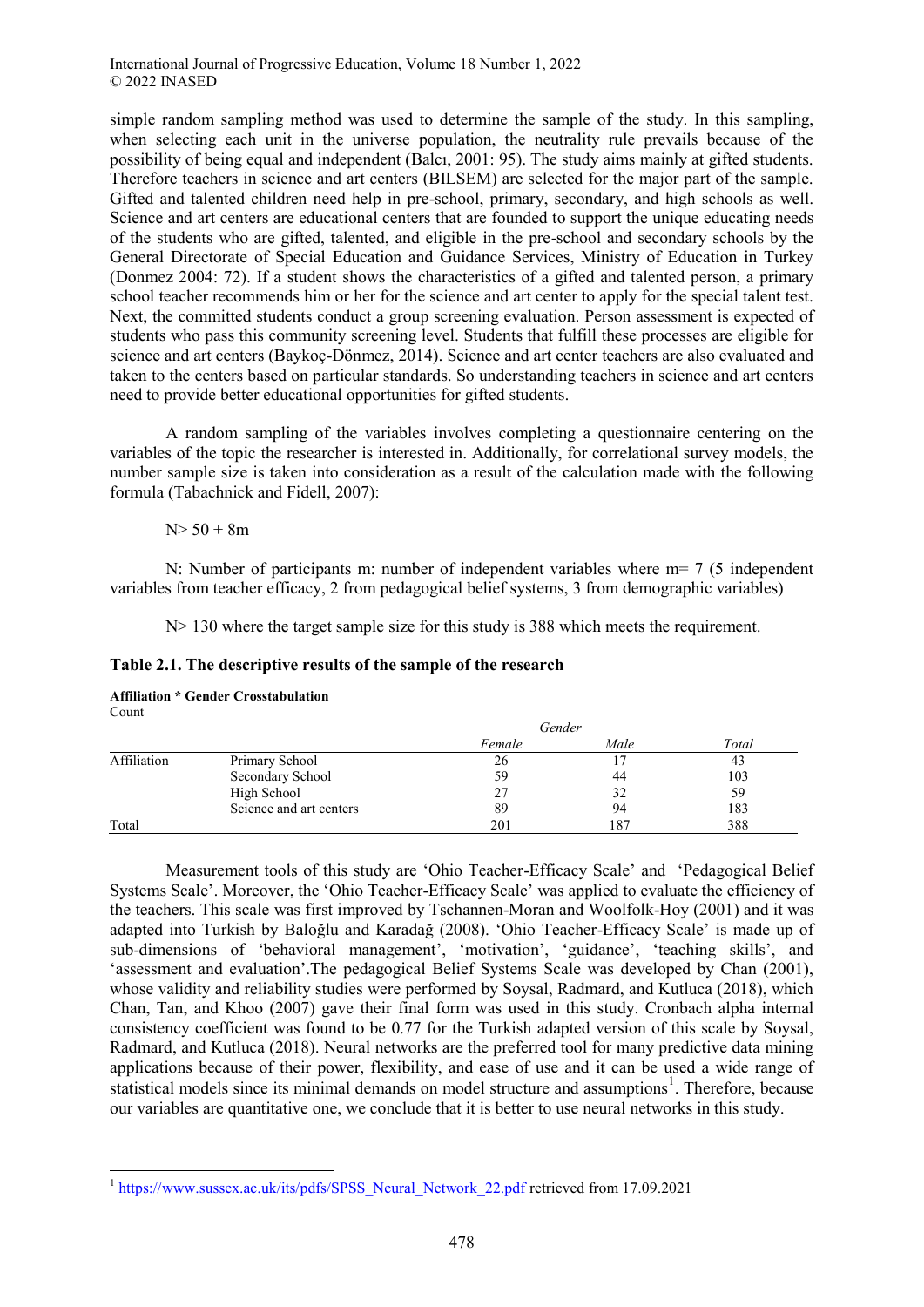simple random sampling method was used to determine the sample of the study. In this sampling, when selecting each unit in the universe population, the neutrality rule prevails because of the possibility of being equal and independent (Balcı, 2001: 95). The study aims mainly at gifted students. Therefore teachers in science and art centers (BILSEM) are selected for the major part of the sample. Gifted and talented children need help in pre-school, primary, secondary, and high schools as well. Science and art centers are educational centers that are founded to support the unique educating needs of the students who are gifted, talented, and eligible in the pre-school and secondary schools by the General Directorate of Special Education and Guidance Services, Ministry of Education in Turkey (Donmez 2004: 72). If a student shows the characteristics of a gifted and talented person, a primary school teacher recommends him or her for the science and art center to apply for the special talent test. Next, the committed students conduct a group screening evaluation. Person assessment is expected of students who pass this community screening level. Students that fulfill these processes are eligible for science and art centers (Baykoç-Dönmez, 2014). Science and art center teachers are also evaluated and taken to the centers based on particular standards. So understanding teachers in science and art centers need to provide better educational opportunities for gifted students.

A random sampling of the variables involves completing a questionnaire centering on the variables of the topic the researcher is interested in. Additionally, for correlational survey models, the number sample size is taken into consideration as a result of the calculation made with the following formula (Tabachnick and Fidell, 2007):

$$N > 50 + 8m$$

N: Number of participants m: number of independent variables where m= 7 (5 independent variables from teacher efficacy, 2 from pedagogical belief systems, 3 from demographic variables)

N> 130 where the target sample size for this study is 388 which meets the requirement.

**Table 2.1. The descriptive results of the sample of the research**

**Affiliation * Gender Crosstabulation**

Count

| | | Gender | | |
|---|---|---|---|---|
| | | *Female* | *Male* | *Total* |
| Affiliation | Primary School | 26 | 17 | 43 |
| | Secondary School | 59 | 44 | 103 |
| | High School | 27 | 32 | 59 |
| | Science and art centers | 89 | 94 | 183 |
| Total | | 201 | 187 | 388 |

Measurement tools of this study are 'Ohio Teacher-Efficacy Scale' and 'Pedagogical Belief Systems Scale'. Moreover, the 'Ohio Teacher-Efficacy Scale' was applied to evaluate the efficiency of the teachers. This scale was first improved by Tschannen-Moran and Woolfolk-Hoy (2001) and it was adapted into Turkish by Baloğlu and Karadağ (2008). 'Ohio Teacher-Efficacy Scale' is made up of sub-dimensions of 'behavioral management', 'motivation', 'guidance', 'teaching skills', and 'assessment and evaluation'.The pedagogical Belief Systems Scale was developed by Chan (2001), whose validity and reliability studies were performed by Soysal, Radmard, and Kutluca (2018), which Chan, Tan, and Khoo (2007) gave their final form was used in this study. Cronbach alpha internal consistency coefficient was found to be 0.77 for the Turkish adapted version of this scale by Soysal, Radmard, and Kutluca (2018). Neural networks are the preferred tool for many predictive data mining applications because of their power, flexibility, and ease of use and it can be used a wide range of statistical models since its minimal demands on model structure and assumptions[1]. Therefore, because our variables are quantitative one, we conclude that it is better to use neural networks in this study.

[1] https://www.sussex.ac.uk/its/pdfs/SPSS_Neural_Network_22.pdf retrieved from 17.09.2021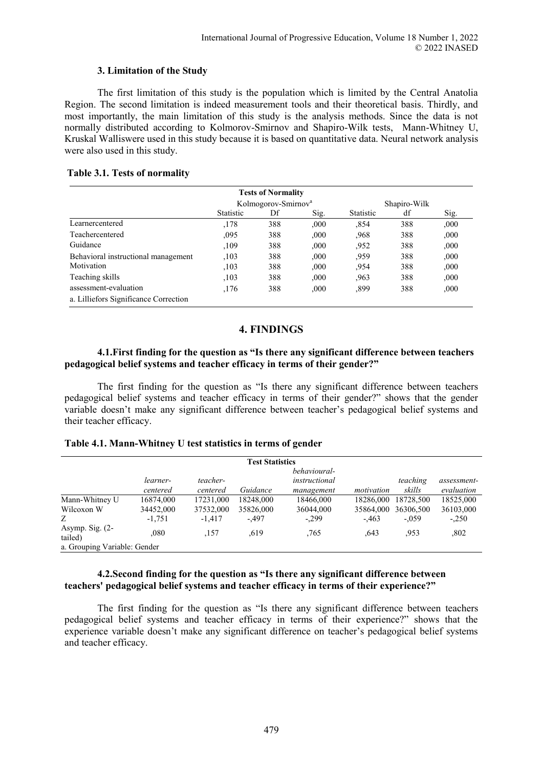### 3. Limitation of the Study

The first limitation of this study is the population which is limited by the Central Anatolia Region. The second limitation is indeed measurement tools and their theoretical basis. Thirdly, and most importantly, the main limitation of this study is the analysis methods. Since the data is not normally distributed according to Kolmorov-Smirnov and Shapiro-Wilk tests, Mann-Whitney U, Kruskal Walliswere used in this study because it is based on quantitative data. Neural network analysis were also used in this study.

**Table 3.1. Tests of normality**

| Tests of Normality | | | | | | |
|---|---|---|---|---|---|---|
| | Kolmogorov-Smirnov[a] | | | Shapiro-Wilk | | |
| | Statistic | Df | Sig. | Statistic | df | Sig. |
| Learnercentered | ,178 | 388 | ,000 | ,854 | 388 | ,000 |
| Teachercentered | ,095 | 388 | ,000 | ,968 | 388 | ,000 |
| Guidance | ,109 | 388 | ,000 | ,952 | 388 | ,000 |
| Behavioral instructional management | ,103 | 388 | ,000 | ,959 | 388 | ,000 |
| Motivation | ,103 | 388 | ,000 | ,954 | 388 | ,000 |
| Teaching skills | ,103 | 388 | ,000 | ,963 | 388 | ,000 |
| assessment-evaluation | ,176 | 388 | ,000 | ,899 | 388 | ,000 |
| a. Lilliefors Significance Correction | | | | | | |

## 4. FINDINGS

### 4.1.First finding for the question as "Is there any significant difference between teachers pedagogical belief systems and teacher efficacy in terms of their gender?"

The first finding for the question as "Is there any significant difference between teachers pedagogical belief systems and teacher efficacy in terms of their gender?" shows that the gender variable doesn't make any significant difference between teacher's pedagogical belief systems and their teacher efficacy.

**Table 4.1. Mann-Whitney U test statistics in terms of gender**

| Test Statistics | | | | | | | |
|---|---|---|---|---|---|---|---|
| | *learner-centered* | *teacher-centered* | *Guidance* | *behavioural-instructional management* | *motivation* | *teaching skills* | *assessment-evaluation* |
| Mann-Whitney U | 16874,000 | 17231,000 | 18248,000 | 18466,000 | 18286,000 | 18728,500 | 18525,000 |
| Wilcoxon W | 34452,000 | 37532,000 | 35826,000 | 36044,000 | 35864,000 | 36306,500 | 36103,000 |
| Z | -1,751 | -1,417 | -,497 | -,299 | -,463 | -,059 | -,250 |
| Asymp. Sig. (2-tailed) | ,080 | ,157 | ,619 | ,765 | ,643 | ,953 | ,802 |
| a. Grouping Variable: Gender | | | | | | | |

### 4.2.Second finding for the question as "Is there any significant difference between teachers' pedagogical belief systems and teacher efficacy in terms of their experience?"

The first finding for the question as "Is there any significant difference between teachers pedagogical belief systems and teacher efficacy in terms of their experience?" shows that the experience variable doesn't make any significant difference on teacher's pedagogical belief systems and teacher efficacy.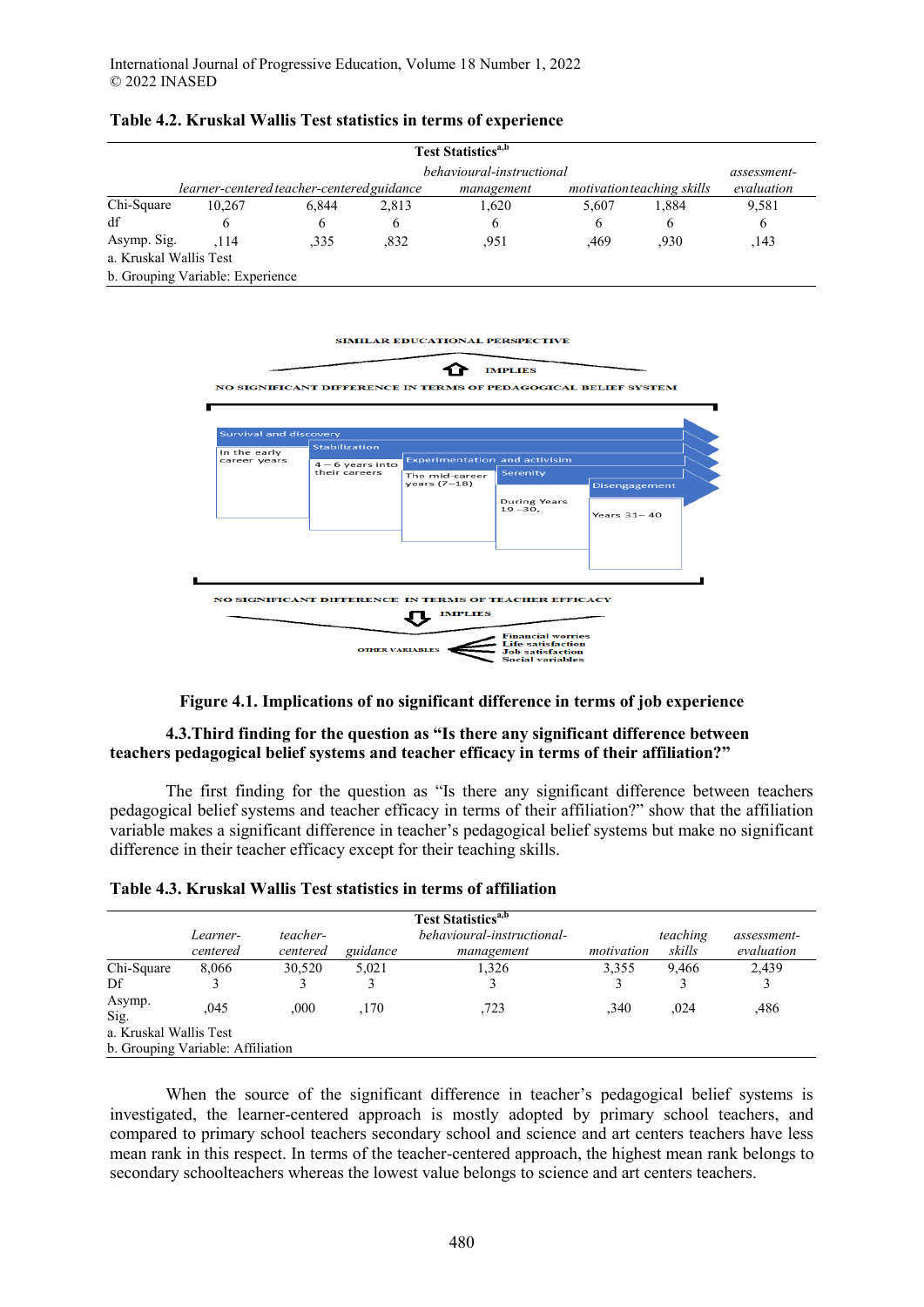**Table 4.2. Kruskal Wallis Test statistics in terms of experience**

| Test Statistics[a,b] | | | | | | | |
|---|---|---|---|---|---|---|---|
| | *learner-centered* | *teacher-centered* | *guidance* | *behavioural-instructional management* | *motivation* | *teaching skills* | *assessment-evaluation* |
| Chi-Square | 10,267 | 6,844 | 2,813 | 1,620 | 5,607 | 1,884 | 9,581 |
| df | 6 | 6 | 6 | 6 | 6 | 6 | 6 |
| Asymp. Sig. | ,114 | ,335 | ,832 | ,951 | ,469 | ,930 | ,143 |

a. Kruskal Wallis Test
b. Grouping Variable: Experience

SIMILAR EDUCATIONAL PERSPECTIVE

IMPLIES

NO SIGNIFICANT DIFFERENCE IN TERMS OF PEDAGOGICAL BELIEF SYSTEM

Survival and discovery — In the early career years
Stabilization — 4 – 6 years into their careers
Experimentation and activisim — The mid-career years (7–18)
Serenity — During Years 19 –30,
Disengagement — Years 31– 40

NO SIGNIFICANT DIFFERENCE IN TERMS OF TEACHER EFFICACY

IMPLIES

OTHER VARIABLES — Financial worries, Life satisfaction, Job satisfaction, Social variables

**Figure 4.1. Implications of no significant difference in terms of job experience**

### 4.3.Third finding for the question as "Is there any significant difference between teachers pedagogical belief systems and teacher efficacy in terms of their affiliation?"

The first finding for the question as "Is there any significant difference between teachers pedagogical belief systems and teacher efficacy in terms of their affiliation?" show that the affiliation variable makes a significant difference in teacher's pedagogical belief systems but make no significant difference in their teacher efficacy except for their teaching skills.

**Table 4.3. Kruskal Wallis Test statistics in terms of affiliation**

| Test Statistics[a,b] | | | | | | | |
|---|---|---|---|---|---|---|---|
| | *Learner-centered* | *teacher-centered* | *guidance* | *behavioural-instructional-management* | *motivation* | *teaching skills* | *assessment-evaluation* |
| Chi-Square | 8,066 | 30,520 | 5,021 | 1,326 | 3,355 | 9,466 | 2,439 |
| Df | 3 | 3 | 3 | 3 | 3 | 3 | 3 |
| Asymp. Sig. | ,045 | ,000 | ,170 | ,723 | ,340 | ,024 | ,486 |

a. Kruskal Wallis Test
b. Grouping Variable: Affiliation

When the source of the significant difference in teacher's pedagogical belief systems is investigated, the learner-centered approach is mostly adopted by primary school teachers, and compared to primary school teachers secondary school and science and art centers teachers have less mean rank in this respect. In terms of the teacher-centered approach, the highest mean rank belongs to secondary schoolteachers whereas the lowest value belongs to science and art centers teachers.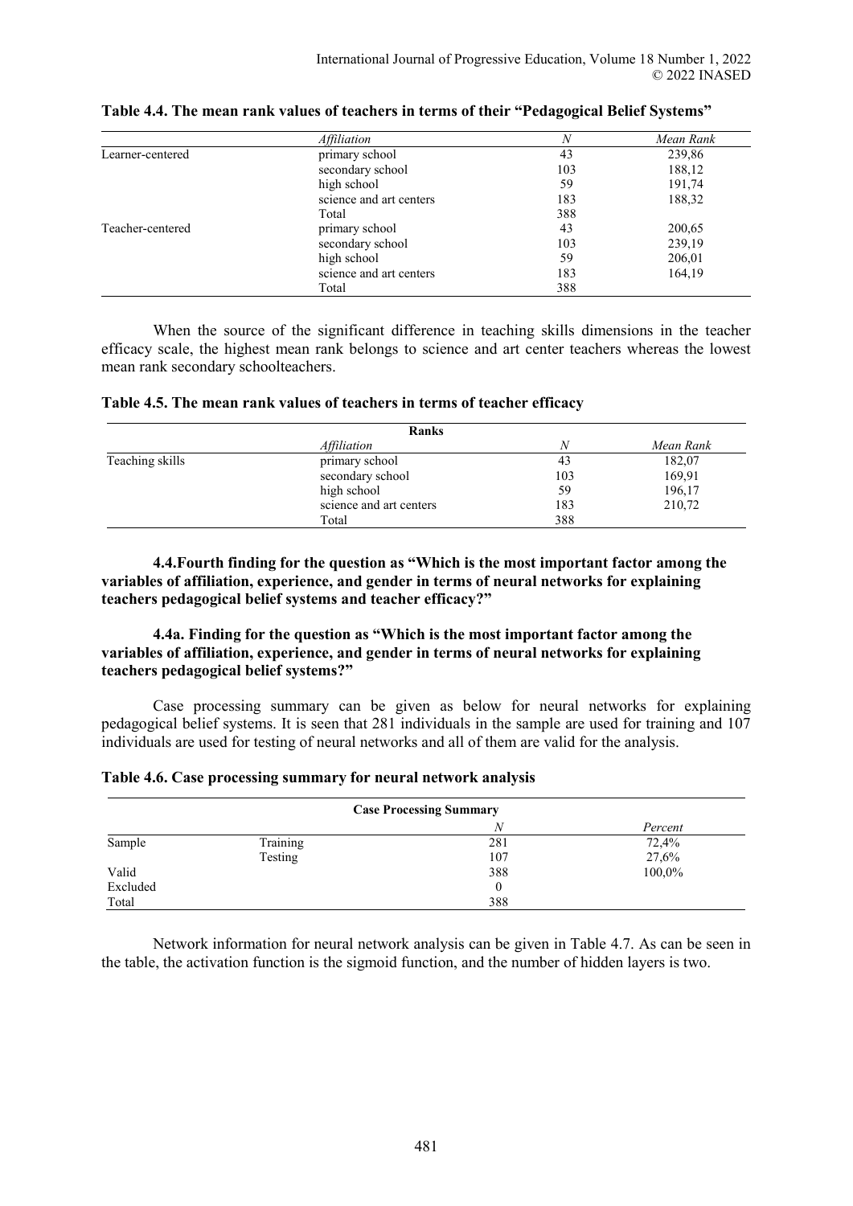**Table 4.4. The mean rank values of teachers in terms of their "Pedagogical Belief Systems"**

| | *Affiliation* | *N* | *Mean Rank* |
|---|---|---|---|
| Learner-centered | primary school | 43 | 239,86 |
| | secondary school | 103 | 188,12 |
| | high school | 59 | 191,74 |
| | science and art centers | 183 | 188,32 |
| | Total | 388 | |
| Teacher-centered | primary school | 43 | 200,65 |
| | secondary school | 103 | 239,19 |
| | high school | 59 | 206,01 |
| | science and art centers | 183 | 164,19 |
| | Total | 388 | |

When the source of the significant difference in teaching skills dimensions in the teacher efficacy scale, the highest mean rank belongs to science and art center teachers whereas the lowest mean rank secondary schoolteachers.

**Table 4.5. The mean rank values of teachers in terms of teacher efficacy**

| | **Ranks** | | |
|---|---|---|---|
| | *Affiliation* | *N* | *Mean Rank* |
| Teaching skills | primary school | 43 | 182,07 |
| | secondary school | 103 | 169,91 |
| | high school | 59 | 196,17 |
| | science and art centers | 183 | 210,72 |
| | Total | 388 | |

**4.4.Fourth finding for the question as "Which is the most important factor among the variables of affiliation, experience, and gender in terms of neural networks for explaining teachers pedagogical belief systems and teacher efficacy?"**

**4.4a. Finding for the question as "Which is the most important factor among the variables of affiliation, experience, and gender in terms of neural networks for explaining teachers pedagogical belief systems?"**

Case processing summary can be given as below for neural networks for explaining pedagogical belief systems. It is seen that 281 individuals in the sample are used for training and 107 individuals are used for testing of neural networks and all of them are valid for the analysis.

**Table 4.6. Case processing summary for neural network analysis**

| **Case Processing Summary** | | | |
|---|---|---|---|
| | | *N* | *Percent* |
| Sample | Training | 281 | 72,4% |
| | Testing | 107 | 27,6% |
| Valid | | 388 | 100,0% |
| Excluded | | 0 | |
| Total | | 388 | |

Network information for neural network analysis can be given in Table 4.7. As can be seen in the table, the activation function is the sigmoid function, and the number of hidden layers is two.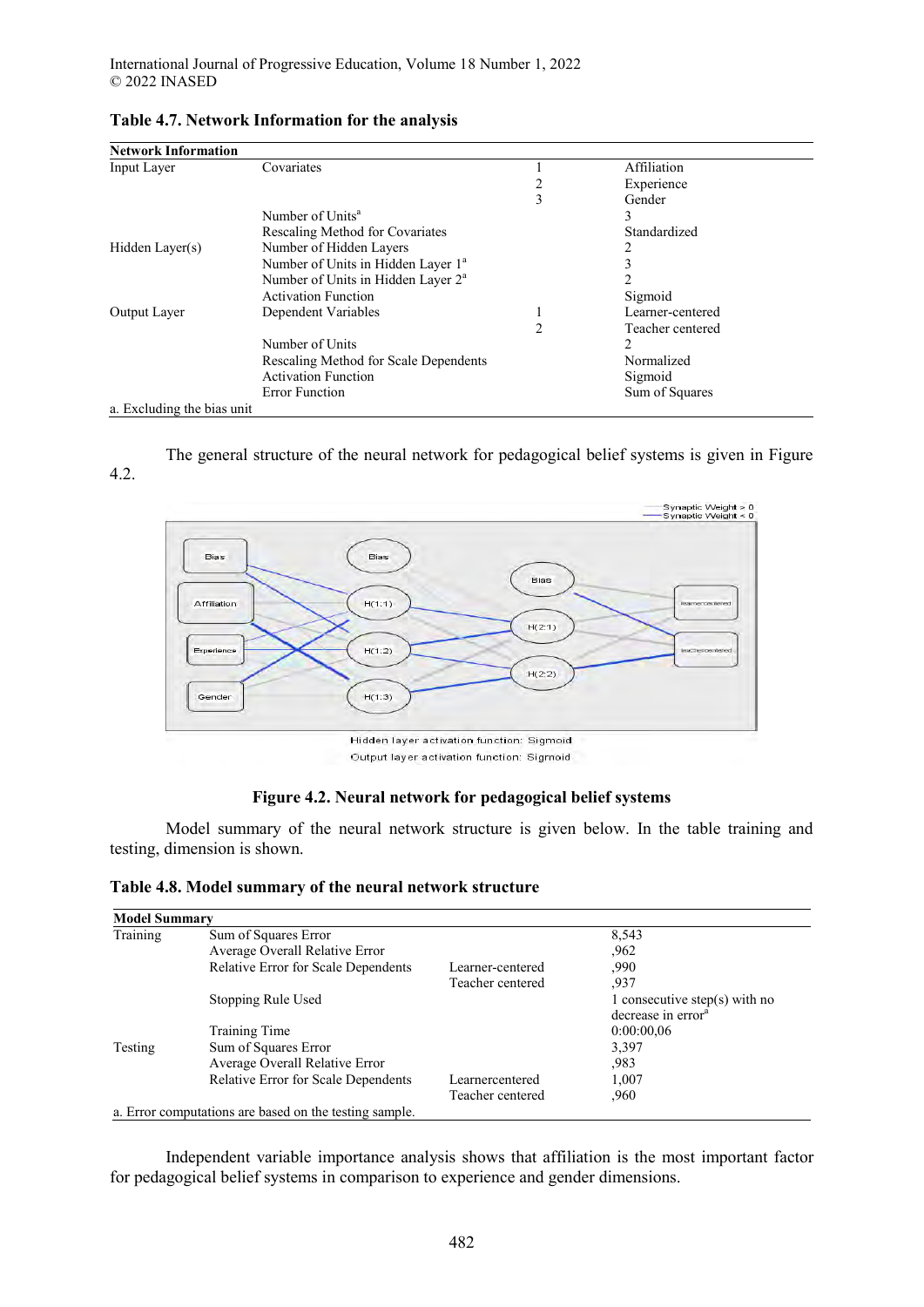**Table 4.7. Network Information for the analysis**

| Network Information | | | |
|---|---|---|---|
| Input Layer | Covariates | 1 | Affiliation |
| | | 2 | Experience |
| | | 3 | Gender |
| | Number of Units[a] | | 3 |
| | Rescaling Method for Covariates | | Standardized |
| Hidden Layer(s) | Number of Hidden Layers | | 2 |
| | Number of Units in Hidden Layer 1[a] | | 3 |
| | Number of Units in Hidden Layer 2[a] | | 2 |
| | Activation Function | | Sigmoid |
| Output Layer | Dependent Variables | 1 | Learner-centered |
| | | 2 | Teacher centered |
| | Number of Units | | 2 |
| | Rescaling Method for Scale Dependents | | Normalized |
| | Activation Function | | Sigmoid |
| | Error Function | | Sum of Squares |

a. Excluding the bias unit

The general structure of the neural network for pedagogical belief systems is given in Figure 4.2.

**Figure 4.2. Neural network for pedagogical belief systems**

Model summary of the neural network structure is given below. In the table training and testing, dimension is shown.

**Table 4.8. Model summary of the neural network structure**

| Model Summary | | | |
|---|---|---|---|
| Training | Sum of Squares Error | | 8,543 |
| | Average Overall Relative Error | | ,962 |
| | Relative Error for Scale Dependents | Learner-centered | ,990 |
| | | Teacher centered | ,937 |
| | Stopping Rule Used | | 1 consecutive step(s) with no decrease in error[a] |
| | Training Time | | 0:00:00,06 |
| Testing | Sum of Squares Error | | 3,397 |
| | Average Overall Relative Error | | ,983 |
| | Relative Error for Scale Dependents | Learnercentered | 1,007 |
| | | Teacher centered | ,960 |

a. Error computations are based on the testing sample.

Independent variable importance analysis shows that affiliation is the most important factor for pedagogical belief systems in comparison to experience and gender dimensions.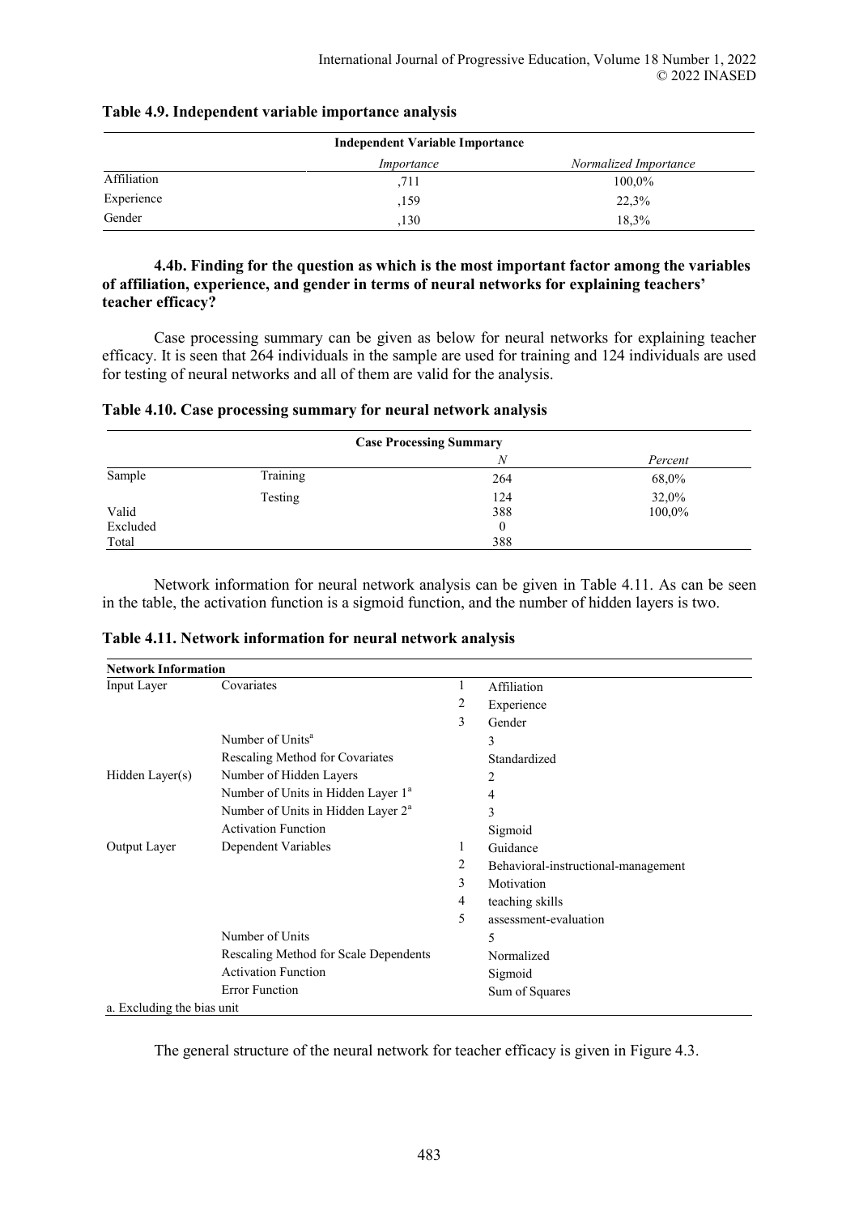**Table 4.9. Independent variable importance analysis**

| Independent Variable Importance | | |
|---|---|---|
| | *Importance* | *Normalized Importance* |
| Affiliation | ,711 | 100,0% |
| Experience | ,159 | 22,3% |
| Gender | ,130 | 18,3% |

**4.4b. Finding for the question as which is the most important factor among the variables of affiliation, experience, and gender in terms of neural networks for explaining teachers' teacher efficacy?**

Case processing summary can be given as below for neural networks for explaining teacher efficacy. It is seen that 264 individuals in the sample are used for training and 124 individuals are used for testing of neural networks and all of them are valid for the analysis.

**Table 4.10. Case processing summary for neural network analysis**

| Case Processing Summary | | | |
|---|---|---|---|
| | | *N* | *Percent* |
| Sample | Training | 264 | 68,0% |
| | Testing | 124 | 32,0% |
| Valid | | 388 | 100,0% |
| Excluded | | 0 | |
| Total | | 388 | |

Network information for neural network analysis can be given in Table 4.11. As can be seen in the table, the activation function is a sigmoid function, and the number of hidden layers is two.

**Table 4.11. Network information for neural network analysis**

| Network Information | | | |
|---|---|---|---|
| Input Layer | Covariates | 1 | Affiliation |
| | | 2 | Experience |
| | | 3 | Gender |
| | Number of Units[a] | | 3 |
| | Rescaling Method for Covariates | | Standardized |
| Hidden Layer(s) | Number of Hidden Layers | | 2 |
| | Number of Units in Hidden Layer 1[a] | | 4 |
| | Number of Units in Hidden Layer 2[a] | | 3 |
| | Activation Function | | Sigmoid |
| Output Layer | Dependent Variables | 1 | Guidance |
| | | 2 | Behavioral-instructional-management |
| | | 3 | Motivation |
| | | 4 | teaching skills |
| | | 5 | assessment-evaluation |
| | Number of Units | | 5 |
| | Rescaling Method for Scale Dependents | | Normalized |
| | Activation Function | | Sigmoid |
| | Error Function | | Sum of Squares |

a. Excluding the bias unit

The general structure of the neural network for teacher efficacy is given in Figure 4.3.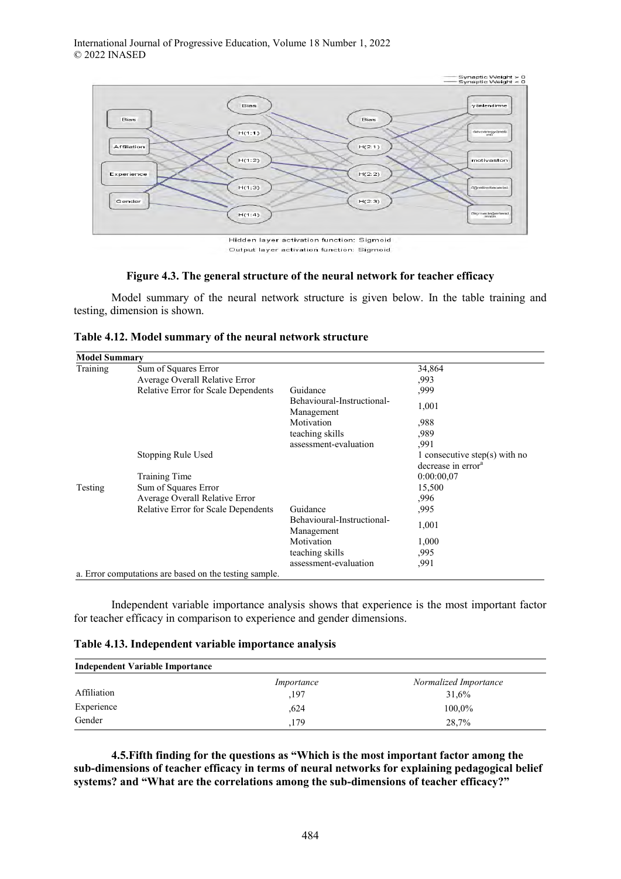Hidden layer activation function: Sigmoid

Output layer activation function: Sigmoid

**Figure 4.3. The general structure of the neural network for teacher efficacy**

Model summary of the neural network structure is given below. In the table training and testing, dimension is shown.

**Table 4.12. Model summary of the neural network structure**

| **Model Summary** | | | |
|---|---|---|---|
| Training | Sum of Squares Error | | 34,864 |
| | Average Overall Relative Error | | ,993 |
| | Relative Error for Scale Dependents | Guidance | ,999 |
| | | Behavioural-Instructional-Management | 1,001 |
| | | Motivation | ,988 |
| | | teaching skills | ,989 |
| | | assessment-evaluation | ,991 |
| | Stopping Rule Used | | 1 consecutive step(s) with no decrease in error[a] |
| | Training Time | | 0:00:00,07 |
| Testing | Sum of Squares Error | | 15,500 |
| | Average Overall Relative Error | | ,996 |
| | Relative Error for Scale Dependents | Guidance | ,995 |
| | | Behavioural-Instructional-Management | 1,001 |
| | | Motivation | 1,000 |
| | | teaching skills | ,995 |
| | | assessment-evaluation | ,991 |

a. Error computations are based on the testing sample.

Independent variable importance analysis shows that experience is the most important factor for teacher efficacy in comparison to experience and gender dimensions.

**Table 4.13. Independent variable importance analysis**

| **Independent Variable Importance** | | |
|---|---|---|
| | *Importance* | *Normalized Importance* |
| Affiliation | ,197 | 31,6% |
| Experience | ,624 | 100,0% |
| Gender | ,179 | 28,7% |

**4.5.Fifth finding for the questions as "Which is the most important factor among the sub-dimensions of teacher efficacy in terms of neural networks for explaining pedagogical belief systems? and "What are the correlations among the sub-dimensions of teacher efficacy?"**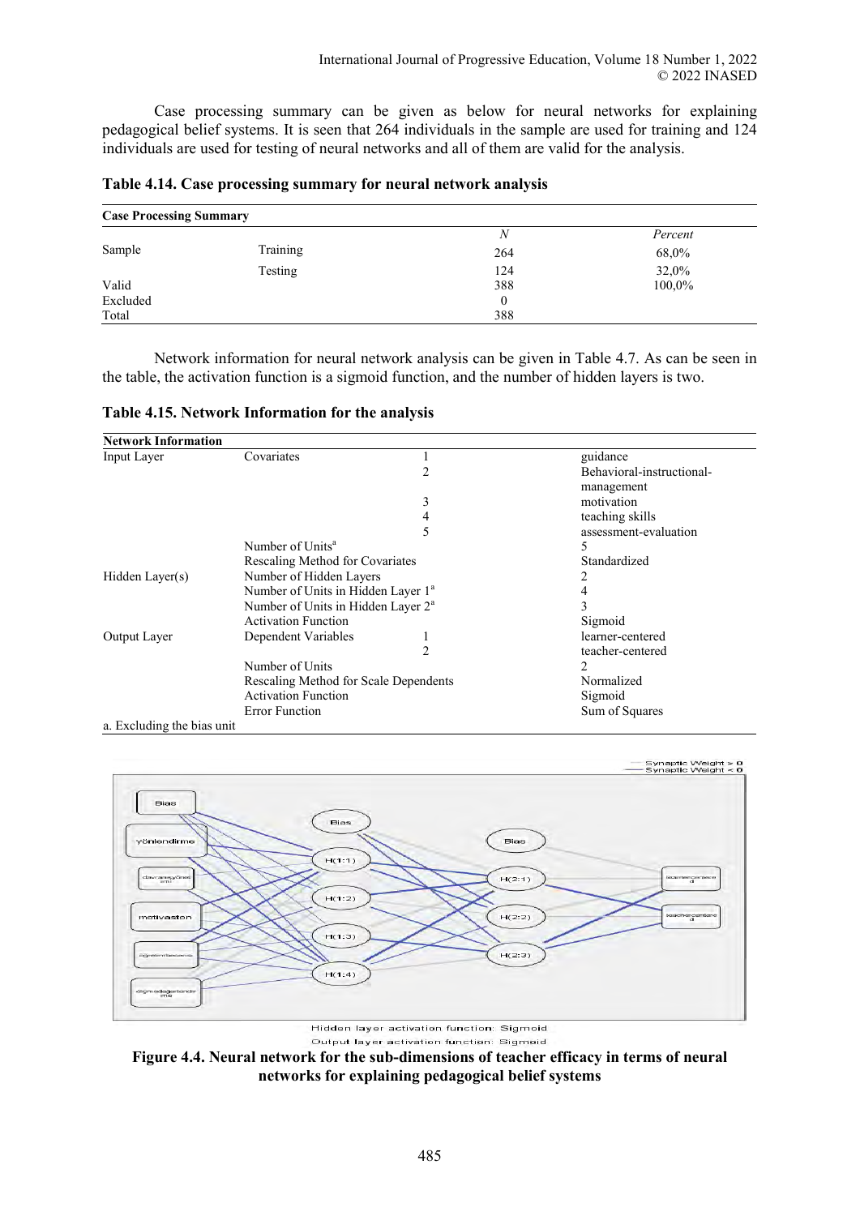Case processing summary can be given as below for neural networks for explaining pedagogical belief systems. It is seen that 264 individuals in the sample are used for training and 124 individuals are used for testing of neural networks and all of them are valid for the analysis.

**Table 4.14. Case processing summary for neural network analysis**

| Case Processing Summary | | | |
|---|---|---|---|
| | | *N* | *Percent* |
| Sample | Training | 264 | 68,0% |
| | Testing | 124 | 32,0% |
| Valid | | 388 | 100,0% |
| Excluded | | 0 | |
| Total | | 388 | |

Network information for neural network analysis can be given in Table 4.7. As can be seen in the table, the activation function is a sigmoid function, and the number of hidden layers is two.

**Table 4.15. Network Information for the analysis**

| Network Information | | | |
|---|---|---|---|
| Input Layer | Covariates | 1 | guidance |
| | | 2 | Behavioral-instructional-management |
| | | 3 | motivation |
| | | 4 | teaching skills |
| | | 5 | assessment-evaluation |
| | Number of Units[a] | | 5 |
| | Rescaling Method for Covariates | | Standardized |
| Hidden Layer(s) | Number of Hidden Layers | | 2 |
| | Number of Units in Hidden Layer 1[a] | | 4 |
| | Number of Units in Hidden Layer 2[a] | | 3 |
| | Activation Function | | Sigmoid |
| Output Layer | Dependent Variables | 1 | learner-centered |
| | | 2 | teacher-centered |
| | Number of Units | | 2 |
| | Rescaling Method for Scale Dependents | | Normalized |
| | Activation Function | | Sigmoid |
| | Error Function | | Sum of Squares |

a. Excluding the bias unit

**Figure 4.4. Neural network for the sub-dimensions of teacher efficacy in terms of neural networks for explaining pedagogical belief systems**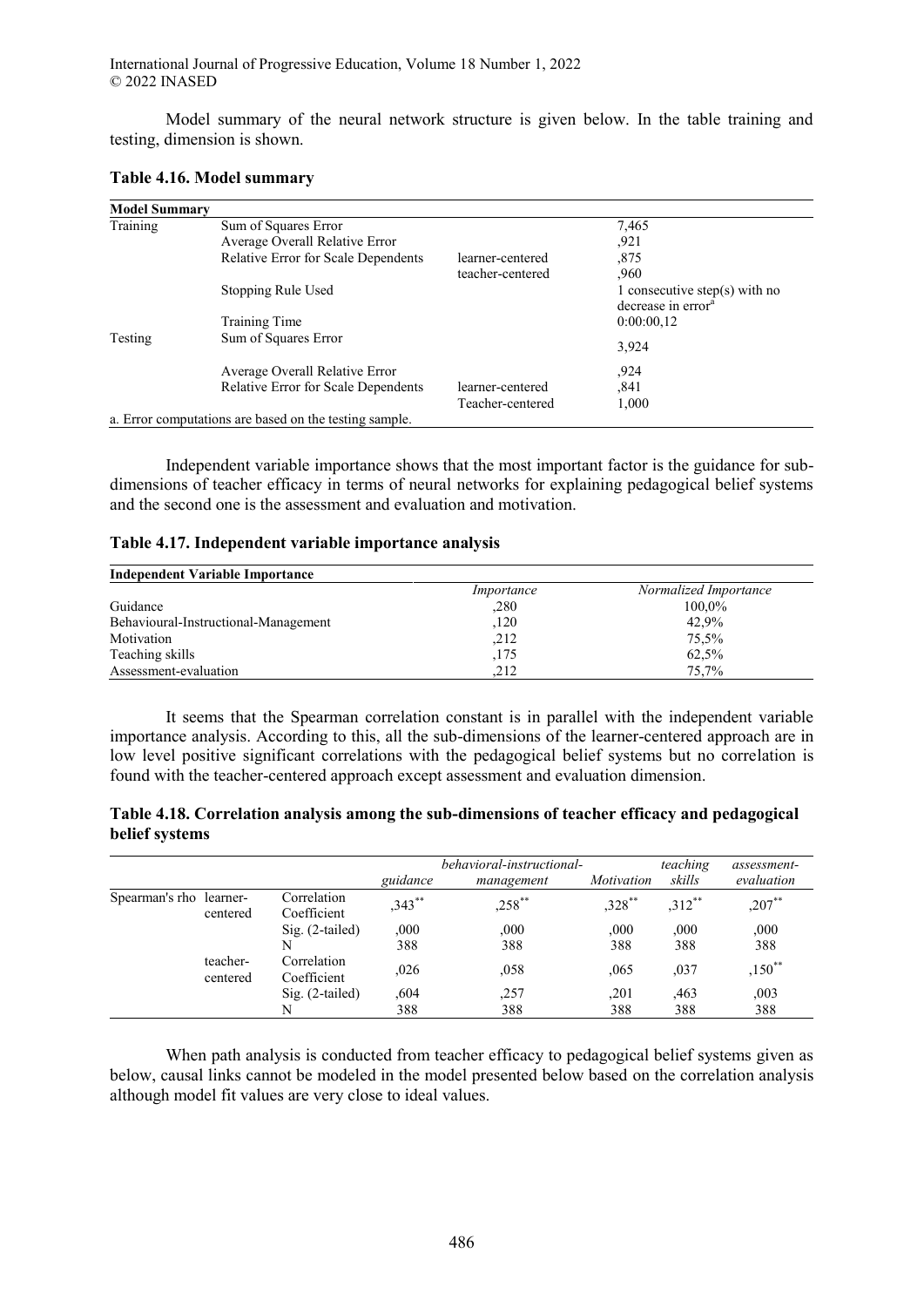Model summary of the neural network structure is given below. In the table training and testing, dimension is shown.

**Table 4.16. Model summary**

| Model Summary | | | |
|---|---|---|---|
| Training | Sum of Squares Error | | 7,465 |
| | Average Overall Relative Error | | ,921 |
| | Relative Error for Scale Dependents | learner-centered | ,875 |
| | | teacher-centered | ,960 |
| | Stopping Rule Used | | 1 consecutive step(s) with no decrease in error[a] |
| | Training Time | | 0:00:00,12 |
| Testing | Sum of Squares Error | | 3,924 |
| | Average Overall Relative Error | | ,924 |
| | Relative Error for Scale Dependents | learner-centered | ,841 |
| | | Teacher-centered | 1,000 |

a. Error computations are based on the testing sample.

Independent variable importance shows that the most important factor is the guidance for sub-dimensions of teacher efficacy in terms of neural networks for explaining pedagogical belief systems and the second one is the assessment and evaluation and motivation.

**Table 4.17. Independent variable importance analysis**

| Independent Variable Importance | *Importance* | *Normalized Importance* |
|---|---|---|
| Guidance | ,280 | 100,0% |
| Behavioural-Instructional-Management | ,120 | 42,9% |
| Motivation | ,212 | 75,5% |
| Teaching skills | ,175 | 62,5% |
| Assessment-evaluation | ,212 | 75,7% |

It seems that the Spearman correlation constant is in parallel with the independent variable importance analysis. According to this, all the sub-dimensions of the learner-centered approach are in low level positive significant correlations with the pedagogical belief systems but no correlation is found with the teacher-centered approach except assessment and evaluation dimension.

**Table 4.18. Correlation analysis among the sub-dimensions of teacher efficacy and pedagogical belief systems**

| | | | *guidance* | *behavioral-instructional-management* | *Motivation* | *teaching skills* | *assessment-evaluation* |
|---|---|---|---|---|---|---|---|
| Spearman's rho | learner-centered | Correlation Coefficient | ,343** | ,258** | ,328** | ,312** | ,207** |
| | | Sig. (2-tailed) | ,000 | ,000 | ,000 | ,000 | ,000 |
| | | N | 388 | 388 | 388 | 388 | 388 |
| | teacher-centered | Correlation Coefficient | ,026 | ,058 | ,065 | ,037 | ,150** |
| | | Sig. (2-tailed) | ,604 | ,257 | ,201 | ,463 | ,003 |
| | | N | 388 | 388 | 388 | 388 | 388 |

When path analysis is conducted from teacher efficacy to pedagogical belief systems given as below, causal links cannot be modeled in the model presented below based on the correlation analysis although model fit values are very close to ideal values.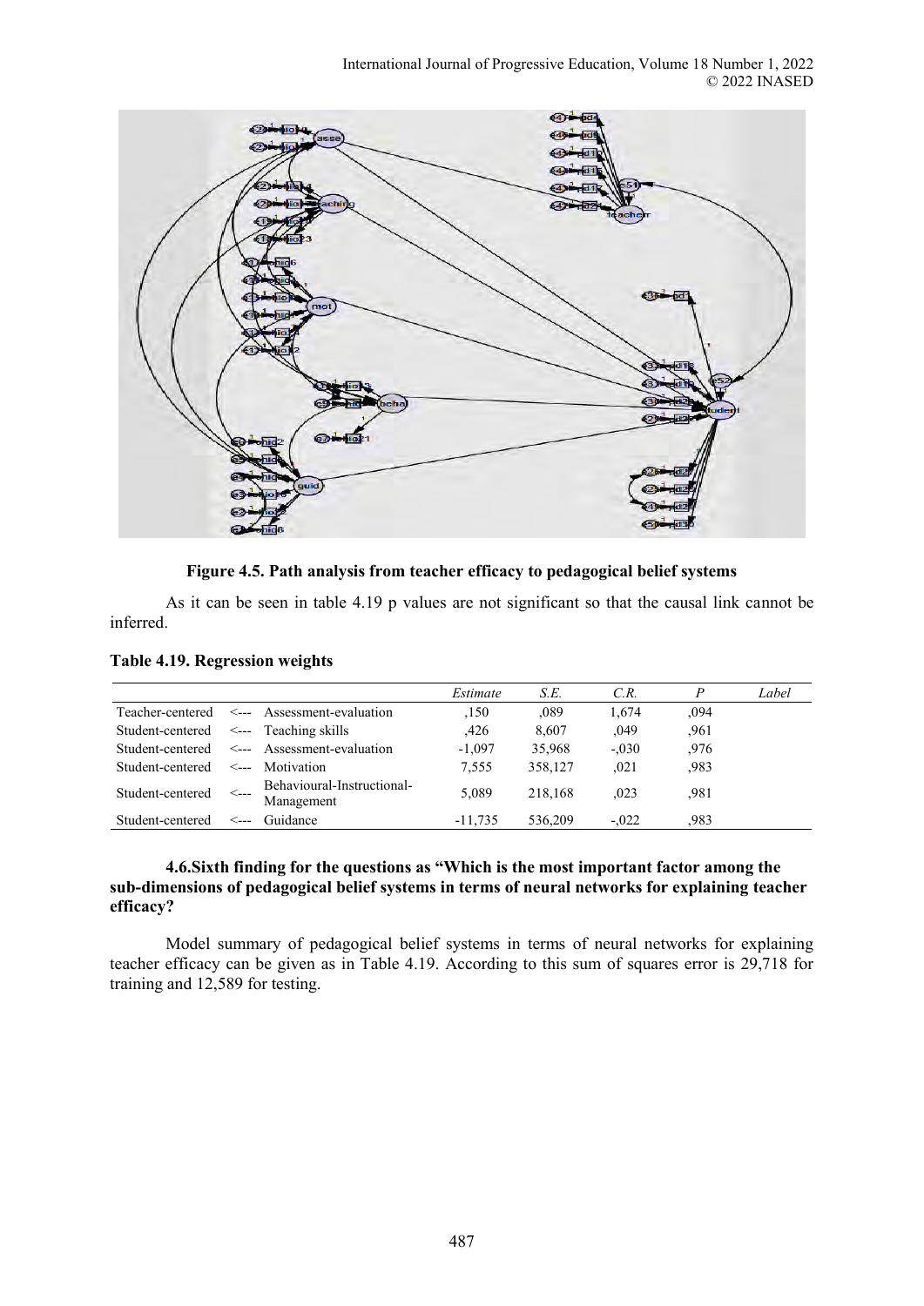**Figure 4.5. Path analysis from teacher efficacy to pedagogical belief systems**

As it can be seen in table 4.19 p values are not significant so that the causal link cannot be inferred.

**Table 4.19. Regression weights**

| | | | *Estimate* | *S.E.* | *C.R.* | *P* | *Label* |
|---|---|---|---|---|---|---|---|
| Teacher-centered | <--- | Assessment-evaluation | ,150 | ,089 | 1,674 | ,094 | |
| Student-centered | <--- | Teaching skills | ,426 | 8,607 | ,049 | ,961 | |
| Student-centered | <--- | Assessment-evaluation | -1,097 | 35,968 | -,030 | ,976 | |
| Student-centered | <--- | Motivation | 7,555 | 358,127 | ,021 | ,983 | |
| Student-centered | <--- | Behavioural-Instructional-Management | 5,089 | 218,168 | ,023 | ,981 | |
| Student-centered | <--- | Guidance | -11,735 | 536,209 | -,022 | ,983 | |

### 4.6.Sixth finding for the questions as "Which is the most important factor among the sub-dimensions of pedagogical belief systems in terms of neural networks for explaining teacher efficacy?

Model summary of pedagogical belief systems in terms of neural networks for explaining teacher efficacy can be given as in Table 4.19. According to this sum of squares error is 29,718 for training and 12,589 for testing.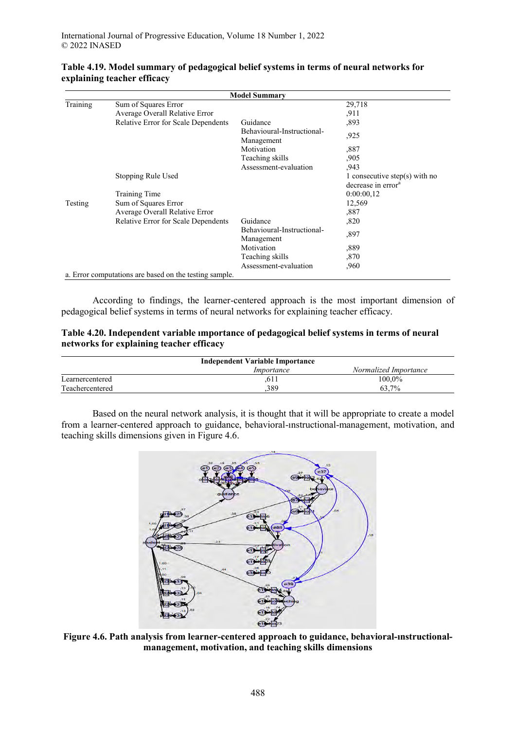**Table 4.19. Model summary of pedagogical belief systems in terms of neural networks for explaining teacher efficacy**

| Model Summary | | | |
|---|---|---|---|
| Training | Sum of Squares Error | | 29,718 |
| | Average Overall Relative Error | | ,911 |
| | Relative Error for Scale Dependents | Guidance | ,893 |
| | | Behavioural-Instructional-Management | ,925 |
| | | Motivation | ,887 |
| | | Teaching skills | ,905 |
| | | Assessment-evaluation | ,943 |
| | Stopping Rule Used | | 1 consecutive step(s) with no decrease in error[a] |
| | Training Time | | 0:00:00,12 |
| Testing | Sum of Squares Error | | 12,569 |
| | Average Overall Relative Error | | ,887 |
| | Relative Error for Scale Dependents | Guidance | ,820 |
| | | Behavioural-Instructional-Management | ,897 |
| | | Motivation | ,889 |
| | | Teaching skills | ,870 |
| | | Assessment-evaluation | ,960 |

a. Error computations are based on the testing sample.

According to findings, the learner-centered approach is the most important dimension of pedagogical belief systems in terms of neural networks for explaining teacher efficacy.

**Table 4.20. Independent variable ımportance of pedagogical belief systems in terms of neural networks for explaining teacher efficacy**

| Independent Variable Importance | | |
|---|---|---|
| | *Importance* | *Normalized Importance* |
| Learnercentered | ,611 | 100,0% |
| Teachercentered | ,389 | 63,7% |

Based on the neural network analysis, it is thought that it will be appropriate to create a model from a learner-centered approach to guidance, behavioral-ınstructional-management, motivation, and teaching skills dimensions given in Figure 4.6.

**Figure 4.6. Path analysis from learner-centered approach to guidance, behavioral-ınstructional-management, motivation, and teaching skills dimensions**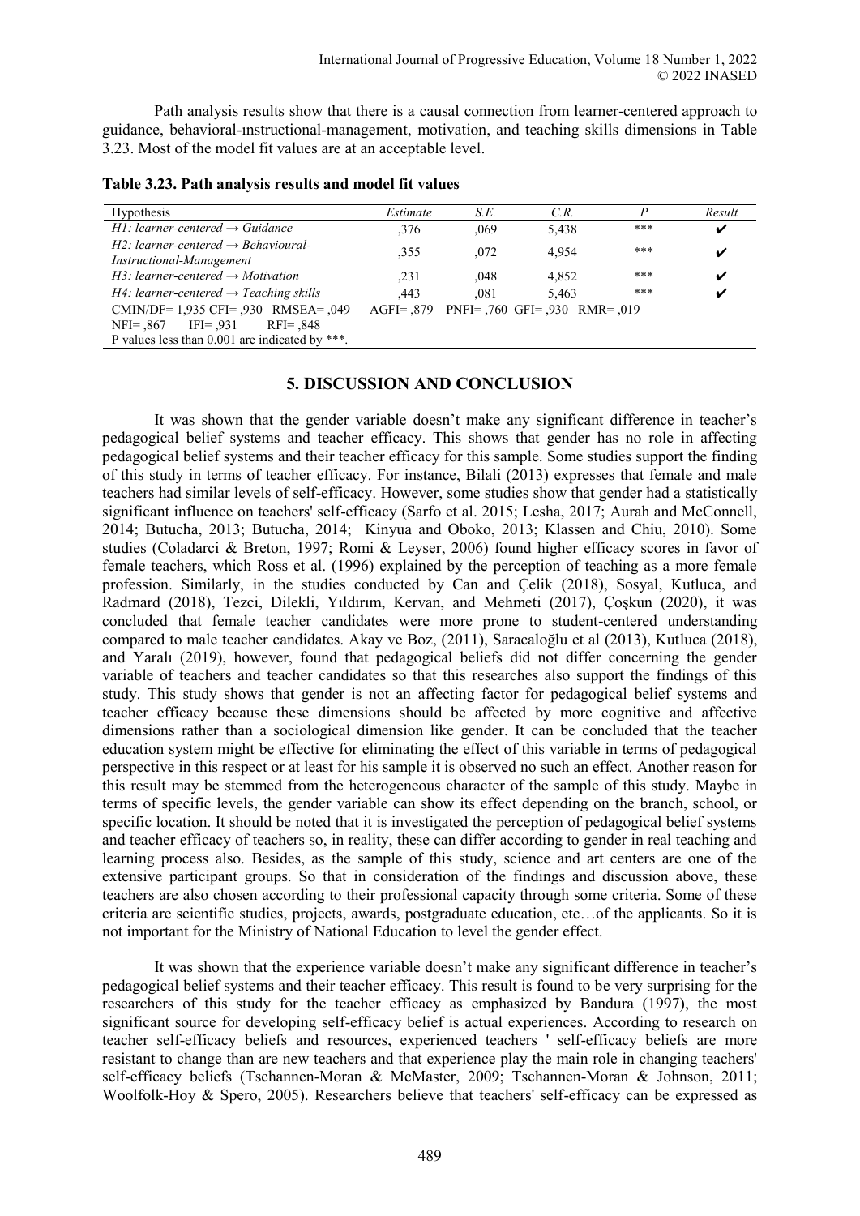Path analysis results show that there is a causal connection from learner-centered approach to guidance, behavioral-ınstructional-management, motivation, and teaching skills dimensions in Table 3.23. Most of the model fit values are at an acceptable level.

**Table 3.23. Path analysis results and model fit values**

| Hypothesis | *Estimate* | *S.E.* | *C.R.* | *P* | *Result* |
|---|---|---|---|---|---|
| *H1: learner-centered → Guidance* | ,376 | ,069 | 5,438 | *** | ✔ |
| *H2: learner-centered → Behavioural-Instructional-Management* | ,355 | ,072 | 4,954 | *** | ✔ |
| *H3: learner-centered → Motivation* | ,231 | ,048 | 4,852 | *** | ✔ |
| *H4: learner-centered → Teaching skills* | ,443 | ,081 | 5,463 | *** | ✔ |
| CMIN/DF= 1,935 CFI= ,930 RMSEA= ,049 NFI= ,867 IFI= ,931 RFI= ,848 | AGFI= ,879 PNFI= ,760 GFI= ,930 RMR= ,019 | | | | |
| P values less than 0.001 are indicated by ***. | | | | | |

## 5. DISCUSSION AND CONCLUSION

It was shown that the gender variable doesn't make any significant difference in teacher's pedagogical belief systems and teacher efficacy. This shows that gender has no role in affecting pedagogical belief systems and their teacher efficacy for this sample. Some studies support the finding of this study in terms of teacher efficacy. For instance, Bilali (2013) expresses that female and male teachers had similar levels of self-efficacy. However, some studies show that gender had a statistically significant influence on teachers' self-efficacy (Sarfo et al. 2015; Lesha, 2017; Aurah and McConnell, 2014; Butucha, 2013; Butucha, 2014; Kinyua and Oboko, 2013; Klassen and Chiu, 2010). Some studies (Coladarci & Breton, 1997; Romi & Leyser, 2006) found higher efficacy scores in favor of female teachers, which Ross et al. (1996) explained by the perception of teaching as a more female profession. Similarly, in the studies conducted by Can and Çelik (2018), Sosyal, Kutluca, and Radmard (2018), Tezci, Dilekli, Yıldırım, Kervan, and Mehmeti (2017), Çoşkun (2020), it was concluded that female teacher candidates were more prone to student-centered understanding compared to male teacher candidates. Akay ve Boz, (2011), Saracaloğlu et al (2013), Kutluca (2018), and Yaralı (2019), however, found that pedagogical beliefs did not differ concerning the gender variable of teachers and teacher candidates so that this researches also support the findings of this study. This study shows that gender is not an affecting factor for pedagogical belief systems and teacher efficacy because these dimensions should be affected by more cognitive and affective dimensions rather than a sociological dimension like gender. It can be concluded that the teacher education system might be effective for eliminating the effect of this variable in terms of pedagogical perspective in this respect or at least for his sample it is observed no such an effect. Another reason for this result may be stemmed from the heterogeneous character of the sample of this study. Maybe in terms of specific levels, the gender variable can show its effect depending on the branch, school, or specific location. It should be noted that it is investigated the perception of pedagogical belief systems and teacher efficacy of teachers so, in reality, these can differ according to gender in real teaching and learning process also. Besides, as the sample of this study, science and art centers are one of the extensive participant groups. So that in consideration of the findings and discussion above, these teachers are also chosen according to their professional capacity through some criteria. Some of these criteria are scientific studies, projects, awards, postgraduate education, etc…of the applicants. So it is not important for the Ministry of National Education to level the gender effect.

It was shown that the experience variable doesn't make any significant difference in teacher's pedagogical belief systems and their teacher efficacy. This result is found to be very surprising for the researchers of this study for the teacher efficacy as emphasized by Bandura (1997), the most significant source for developing self-efficacy belief is actual experiences. According to research on teacher self-efficacy beliefs and resources, experienced teachers ' self-efficacy beliefs are more resistant to change than are new teachers and that experience play the main role in changing teachers' self-efficacy beliefs (Tschannen-Moran & McMaster, 2009; Tschannen-Moran & Johnson, 2011; Woolfolk-Hoy & Spero, 2005). Researchers believe that teachers' self-efficacy can be expressed as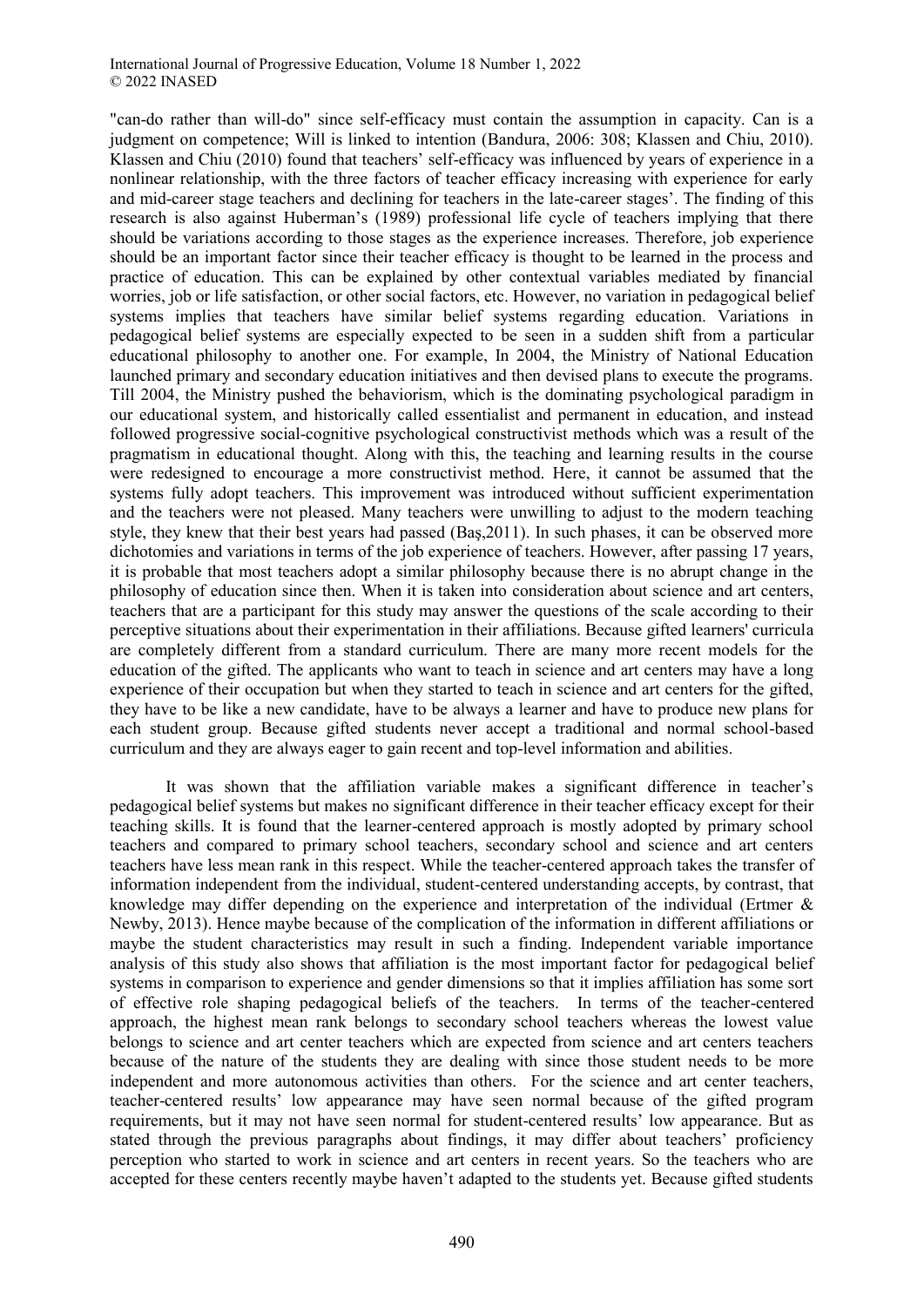"can-do rather than will-do" since self-efficacy must contain the assumption in capacity. Can is a judgment on competence; Will is linked to intention (Bandura, 2006: 308; Klassen and Chiu, 2010). Klassen and Chiu (2010) found that teachers' self-efficacy was influenced by years of experience in a nonlinear relationship, with the three factors of teacher efficacy increasing with experience for early and mid-career stage teachers and declining for teachers in the late-career stages'. The finding of this research is also against Huberman's (1989) professional life cycle of teachers implying that there should be variations according to those stages as the experience increases. Therefore, job experience should be an important factor since their teacher efficacy is thought to be learned in the process and practice of education. This can be explained by other contextual variables mediated by financial worries, job or life satisfaction, or other social factors, etc. However, no variation in pedagogical belief systems implies that teachers have similar belief systems regarding education. Variations in pedagogical belief systems are especially expected to be seen in a sudden shift from a particular educational philosophy to another one. For example, In 2004, the Ministry of National Education launched primary and secondary education initiatives and then devised plans to execute the programs. Till 2004, the Ministry pushed the behaviorism, which is the dominating psychological paradigm in our educational system, and historically called essentialist and permanent in education, and instead followed progressive social-cognitive psychological constructivist methods which was a result of the pragmatism in educational thought. Along with this, the teaching and learning results in the course were redesigned to encourage a more constructivist method. Here, it cannot be assumed that the systems fully adopt teachers. This improvement was introduced without sufficient experimentation and the teachers were not pleased. Many teachers were unwilling to adjust to the modern teaching style, they knew that their best years had passed (Baş,2011). In such phases, it can be observed more dichotomies and variations in terms of the job experience of teachers. However, after passing 17 years, it is probable that most teachers adopt a similar philosophy because there is no abrupt change in the philosophy of education since then. When it is taken into consideration about science and art centers, teachers that are a participant for this study may answer the questions of the scale according to their perceptive situations about their experimentation in their affiliations. Because gifted learners' curricula are completely different from a standard curriculum. There are many more recent models for the education of the gifted. The applicants who want to teach in science and art centers may have a long experience of their occupation but when they started to teach in science and art centers for the gifted, they have to be like a new candidate, have to be always a learner and have to produce new plans for each student group. Because gifted students never accept a traditional and normal school-based curriculum and they are always eager to gain recent and top-level information and abilities.

It was shown that the affiliation variable makes a significant difference in teacher's pedagogical belief systems but makes no significant difference in their teacher efficacy except for their teaching skills. It is found that the learner-centered approach is mostly adopted by primary school teachers and compared to primary school teachers, secondary school and science and art centers teachers have less mean rank in this respect. While the teacher-centered approach takes the transfer of information independent from the individual, student-centered understanding accepts, by contrast, that knowledge may differ depending on the experience and interpretation of the individual (Ertmer & Newby, 2013). Hence maybe because of the complication of the information in different affiliations or maybe the student characteristics may result in such a finding. Independent variable importance analysis of this study also shows that affiliation is the most important factor for pedagogical belief systems in comparison to experience and gender dimensions so that it implies affiliation has some sort of effective role shaping pedagogical beliefs of the teachers. In terms of the teacher-centered approach, the highest mean rank belongs to secondary school teachers whereas the lowest value belongs to science and art center teachers which are expected from science and art centers teachers because of the nature of the students they are dealing with since those student needs to be more independent and more autonomous activities than others. For the science and art center teachers, teacher-centered results' low appearance may have seen normal because of the gifted program requirements, but it may not have seen normal for student-centered results' low appearance. But as stated through the previous paragraphs about findings, it may differ about teachers' proficiency perception who started to work in science and art centers in recent years. So the teachers who are accepted for these centers recently maybe haven't adapted to the students yet. Because gifted students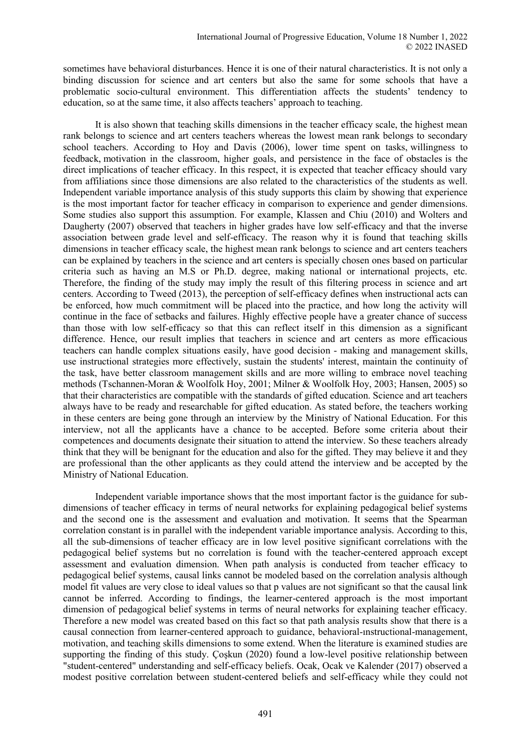sometimes have behavioral disturbances. Hence it is one of their natural characteristics. It is not only a binding discussion for science and art centers but also the same for some schools that have a problematic socio-cultural environment. This differentiation affects the students' tendency to education, so at the same time, it also affects teachers' approach to teaching.

It is also shown that teaching skills dimensions in the teacher efficacy scale, the highest mean rank belongs to science and art centers teachers whereas the lowest mean rank belongs to secondary school teachers. According to Hoy and Davis (2006), lower time spent on tasks, willingness to feedback, motivation in the classroom, higher goals, and persistence in the face of obstacles is the direct implications of teacher efficacy. In this respect, it is expected that teacher efficacy should vary from affiliations since those dimensions are also related to the characteristics of the students as well. Independent variable importance analysis of this study supports this claim by showing that experience is the most important factor for teacher efficacy in comparison to experience and gender dimensions. Some studies also support this assumption. For example, Klassen and Chiu (2010) and Wolters and Daugherty (2007) observed that teachers in higher grades have low self-efficacy and that the inverse association between grade level and self-efficacy. The reason why it is found that teaching skills dimensions in teacher efficacy scale, the highest mean rank belongs to science and art centers teachers can be explained by teachers in the science and art centers is specially chosen ones based on particular criteria such as having an M.S or Ph.D. degree, making national or international projects, etc. Therefore, the finding of the study may imply the result of this filtering process in science and art centers. According to Tweed (2013), the perception of self-efficacy defines when instructional acts can be enforced, how much commitment will be placed into the practice, and how long the activity will continue in the face of setbacks and failures. Highly effective people have a greater chance of success than those with low self-efficacy so that this can reflect itself in this dimension as a significant difference. Hence, our result implies that teachers in science and art centers as more efficacious teachers can handle complex situations easily, have good decision - making and management skills, use instructional strategies more effectively, sustain the students' interest, maintain the continuity of the task, have better classroom management skills and are more willing to embrace novel teaching methods (Tschannen-Moran & Woolfolk Hoy, 2001; Milner & Woolfolk Hoy, 2003; Hansen, 2005) so that their characteristics are compatible with the standards of gifted education. Science and art teachers always have to be ready and researchable for gifted education. As stated before, the teachers working in these centers are being gone through an interview by the Ministry of National Education. For this interview, not all the applicants have a chance to be accepted. Before some criteria about their competences and documents designate their situation to attend the interview. So these teachers already think that they will be benignant for the education and also for the gifted. They may believe it and they are professional than the other applicants as they could attend the interview and be accepted by the Ministry of National Education.

Independent variable importance shows that the most important factor is the guidance for sub-dimensions of teacher efficacy in terms of neural networks for explaining pedagogical belief systems and the second one is the assessment and evaluation and motivation. It seems that the Spearman correlation constant is in parallel with the independent variable importance analysis. According to this, all the sub-dimensions of teacher efficacy are in low level positive significant correlations with the pedagogical belief systems but no correlation is found with the teacher-centered approach except assessment and evaluation dimension. When path analysis is conducted from teacher efficacy to pedagogical belief systems, causal links cannot be modeled based on the correlation analysis although model fit values are very close to ideal values so that p values are not significant so that the causal link cannot be inferred. According to findings, the learner-centered approach is the most important dimension of pedagogical belief systems in terms of neural networks for explaining teacher efficacy. Therefore a new model was created based on this fact so that path analysis results show that there is a causal connection from learner-centered approach to guidance, behavioral-ınstructional-management, motivation, and teaching skills dimensions to some extend. When the literature is examined studies are supporting the finding of this study. Çoşkun (2020) found a low-level positive relationship between "student-centered" understanding and self-efficacy beliefs. Ocak, Ocak ve Kalender (2017) observed a modest positive correlation between student-centered beliefs and self-efficacy while they could not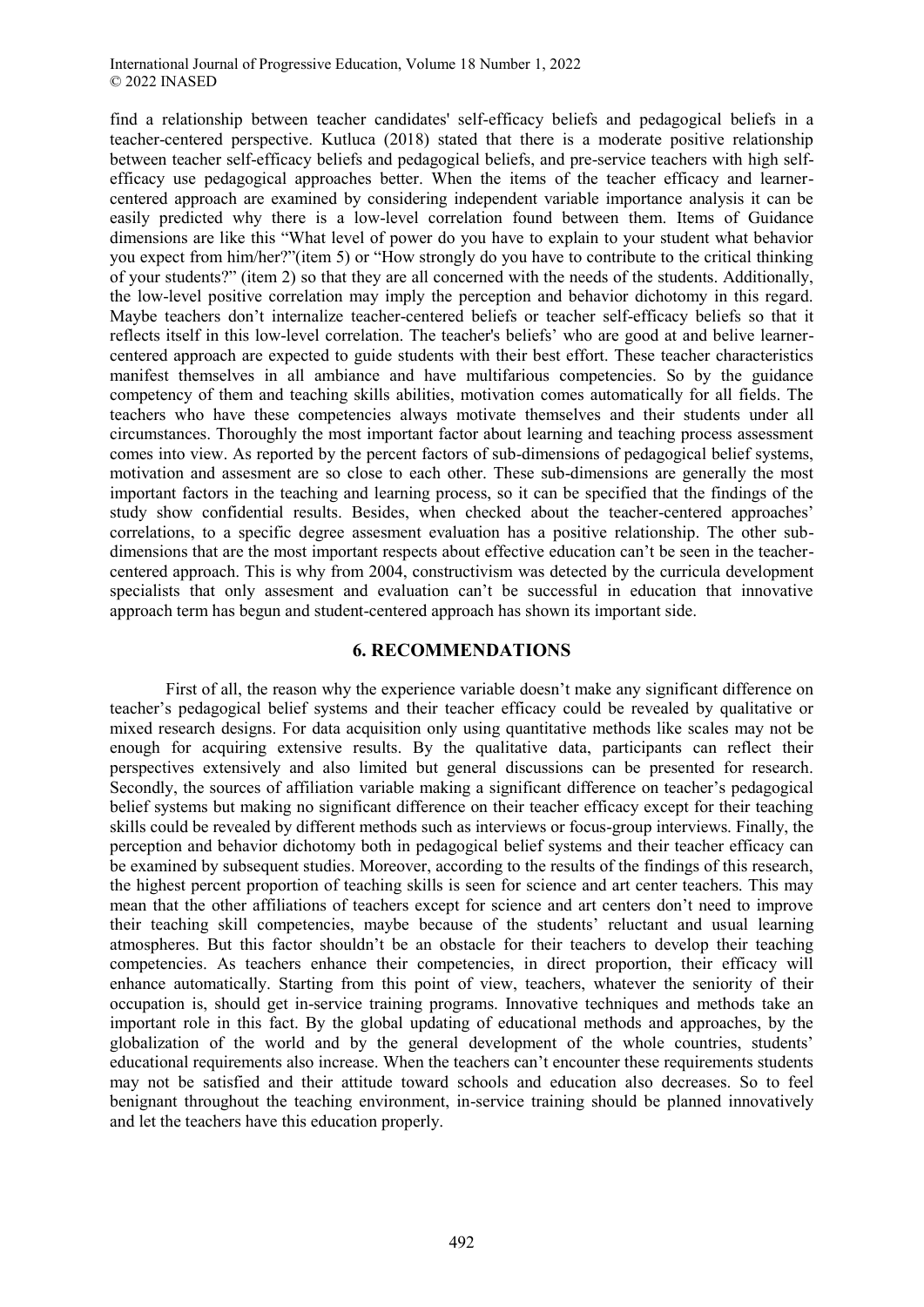find a relationship between teacher candidates' self-efficacy beliefs and pedagogical beliefs in a teacher-centered perspective. Kutluca (2018) stated that there is a moderate positive relationship between teacher self-efficacy beliefs and pedagogical beliefs, and pre-service teachers with high self-efficacy use pedagogical approaches better. When the items of the teacher efficacy and learner-centered approach are examined by considering independent variable importance analysis it can be easily predicted why there is a low-level correlation found between them. Items of Guidance dimensions are like this "What level of power do you have to explain to your student what behavior you expect from him/her?"(item 5) or "How strongly do you have to contribute to the critical thinking of your students?" (item 2) so that they are all concerned with the needs of the students. Additionally, the low-level positive correlation may imply the perception and behavior dichotomy in this regard. Maybe teachers don't internalize teacher-centered beliefs or teacher self-efficacy beliefs so that it reflects itself in this low-level correlation. The teacher's beliefs' who are good at and belive learner-centered approach are expected to guide students with their best effort. These teacher characteristics manifest themselves in all ambiance and have multifarious competencies. So by the guidance competency of them and teaching skills abilities, motivation comes automatically for all fields. The teachers who have these competencies always motivate themselves and their students under all circumstances. Thoroughly the most important factor about learning and teaching process assessment comes into view. As reported by the percent factors of sub-dimensions of pedagogical belief systems, motivation and assesment are so close to each other. These sub-dimensions are generally the most important factors in the teaching and learning process, so it can be specified that the findings of the study show confidential results. Besides, when checked about the teacher-centered approaches' correlations, to a specific degree assesment evaluation has a positive relationship. The other sub-dimensions that are the most important respects about effective education can't be seen in the teacher-centered approach. This is why from 2004, constructivism was detected by the curricula development specialists that only assesment and evaluation can't be successful in education that innovative approach term has begun and student-centered approach has shown its important side.

## 6. RECOMMENDATIONS

First of all, the reason why the experience variable doesn't make any significant difference on teacher's pedagogical belief systems and their teacher efficacy could be revealed by qualitative or mixed research designs. For data acquisition only using quantitative methods like scales may not be enough for acquiring extensive results. By the qualitative data, participants can reflect their perspectives extensively and also limited but general discussions can be presented for research. Secondly, the sources of affiliation variable making a significant difference on teacher's pedagogical belief systems but making no significant difference on their teacher efficacy except for their teaching skills could be revealed by different methods such as interviews or focus-group interviews. Finally, the perception and behavior dichotomy both in pedagogical belief systems and their teacher efficacy can be examined by subsequent studies. Moreover, according to the results of the findings of this research, the highest percent proportion of teaching skills is seen for science and art center teachers. This may mean that the other affiliations of teachers except for science and art centers don't need to improve their teaching skill competencies, maybe because of the students' reluctant and usual learning atmospheres. But this factor shouldn't be an obstacle for their teachers to develop their teaching competencies. As teachers enhance their competencies, in direct proportion, their efficacy will enhance automatically. Starting from this point of view, teachers, whatever the seniority of their occupation is, should get in-service training programs. Innovative techniques and methods take an important role in this fact. By the global updating of educational methods and approaches, by the globalization of the world and by the general development of the whole countries, students' educational requirements also increase. When the teachers can't encounter these requirements students may not be satisfied and their attitude toward schools and education also decreases. So to feel benignant throughout the teaching environment, in-service training should be planned innovatively and let the teachers have this education properly.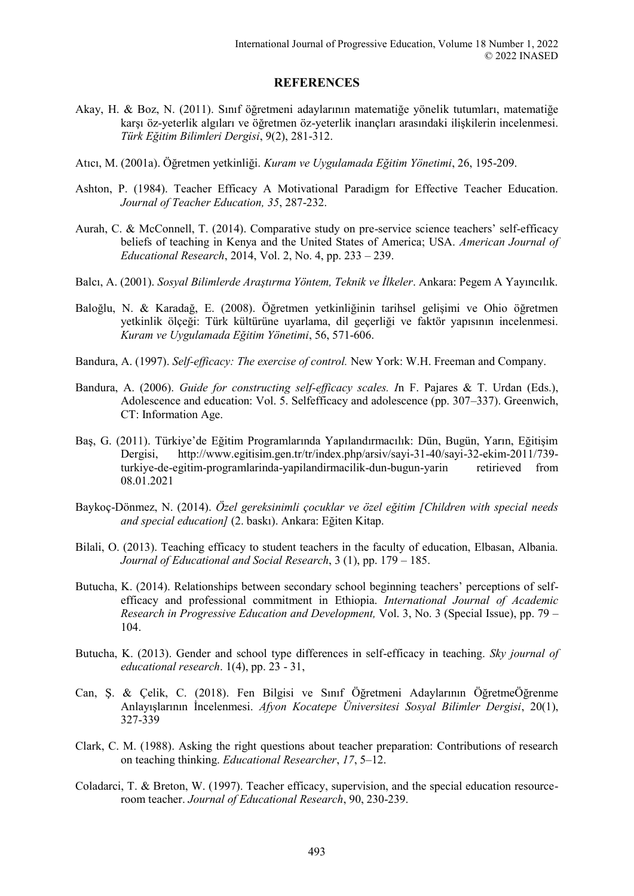## REFERENCES

Akay, H. & Boz, N. (2011). Sınıf öğretmeni adaylarının matematiğe yönelik tutumları, matematiğe karşı öz-yeterlik algıları ve öğretmen öz-yeterlik inançları arasındaki ilişkilerin incelenmesi. *Türk Eğitim Bilimleri Dergisi*, 9(2), 281-312.

Atıcı, M. (2001a). Öğretmen yetkinliği. *Kuram ve Uygulamada Eğitim Yönetimi*, 26, 195-209.

Ashton, P. (1984). Teacher Efficacy A Motivational Paradigm for Effective Teacher Education. *Journal of Teacher Education, 35*, 287-232.

Aurah, C. & McConnell, T. (2014). Comparative study on pre-service science teachers' self-efficacy beliefs of teaching in Kenya and the United States of America; USA. *American Journal of Educational Research*, 2014, Vol. 2, No. 4, pp. 233 – 239.

Balcı, A. (2001). *Sosyal Bilimlerde Araştırma Yöntem, Teknik ve İlkeler*. Ankara: Pegem A Yayıncılık.

Baloğlu, N. & Karadağ, E. (2008). Öğretmen yetkinliğinin tarihsel gelişimi ve Ohio öğretmen yetkinlik ölçeği: Türk kültürüne uyarlama, dil geçerliği ve faktör yapısının incelenmesi. *Kuram ve Uygulamada Eğitim Yönetimi*, 56, 571-606.

Bandura, A. (1997). *Self-efficacy: The exercise of control.* New York: W.H. Freeman and Company.

Bandura, A. (2006). *Guide for constructing self-efficacy scales. I*n F. Pajares & T. Urdan (Eds.), Adolescence and education: Vol. 5. Selfefficacy and adolescence (pp. 307–337). Greenwich, CT: Information Age.

Baş, G. (2011). Türkiye'de Eğitim Programlarında Yapılandırmacılık: Dün, Bugün, Yarın, Eğitişim Dergisi, http://www.egitisim.gen.tr/tr/index.php/arsiv/sayi-31-40/sayi-32-ekim-2011/739-turkiye-de-egitim-programlarinda-yapilandirmacilik-dun-bugun-yarin retirieved from 08.01.2021

Baykoç-Dönmez, N. (2014). *Özel gereksinimli çocuklar ve özel eğitim [Children with special needs and special education]* (2. baskı). Ankara: Eğiten Kitap.

Bilali, O. (2013). Teaching efficacy to student teachers in the faculty of education, Elbasan, Albania. *Journal of Educational and Social Research*, 3 (1), pp. 179 – 185.

Butucha, K. (2014). Relationships between secondary school beginning teachers' perceptions of self-efficacy and professional commitment in Ethiopia. *International Journal of Academic Research in Progressive Education and Development,* Vol. 3, No. 3 (Special Issue), pp. 79 – 104.

Butucha, K. (2013). Gender and school type differences in self-efficacy in teaching. *Sky journal of educational research*. 1(4), pp. 23 - 31,

Can, Ş. & Çelik, C. (2018). Fen Bilgisi ve Sınıf Öğretmeni Adaylarının ÖğretmeÖğrenme Anlayışlarının İncelenmesi. *Afyon Kocatepe Üniversitesi Sosyal Bilimler Dergisi*, 20(1), 327-339

Clark, C. M. (1988). Asking the right questions about teacher preparation: Contributions of research on teaching thinking. *Educational Researcher*, *17*, 5–12.

Coladarci, T. & Breton, W. (1997). Teacher efficacy, supervision, and the special education resource-room teacher. *Journal of Educational Research*, 90, 230-239.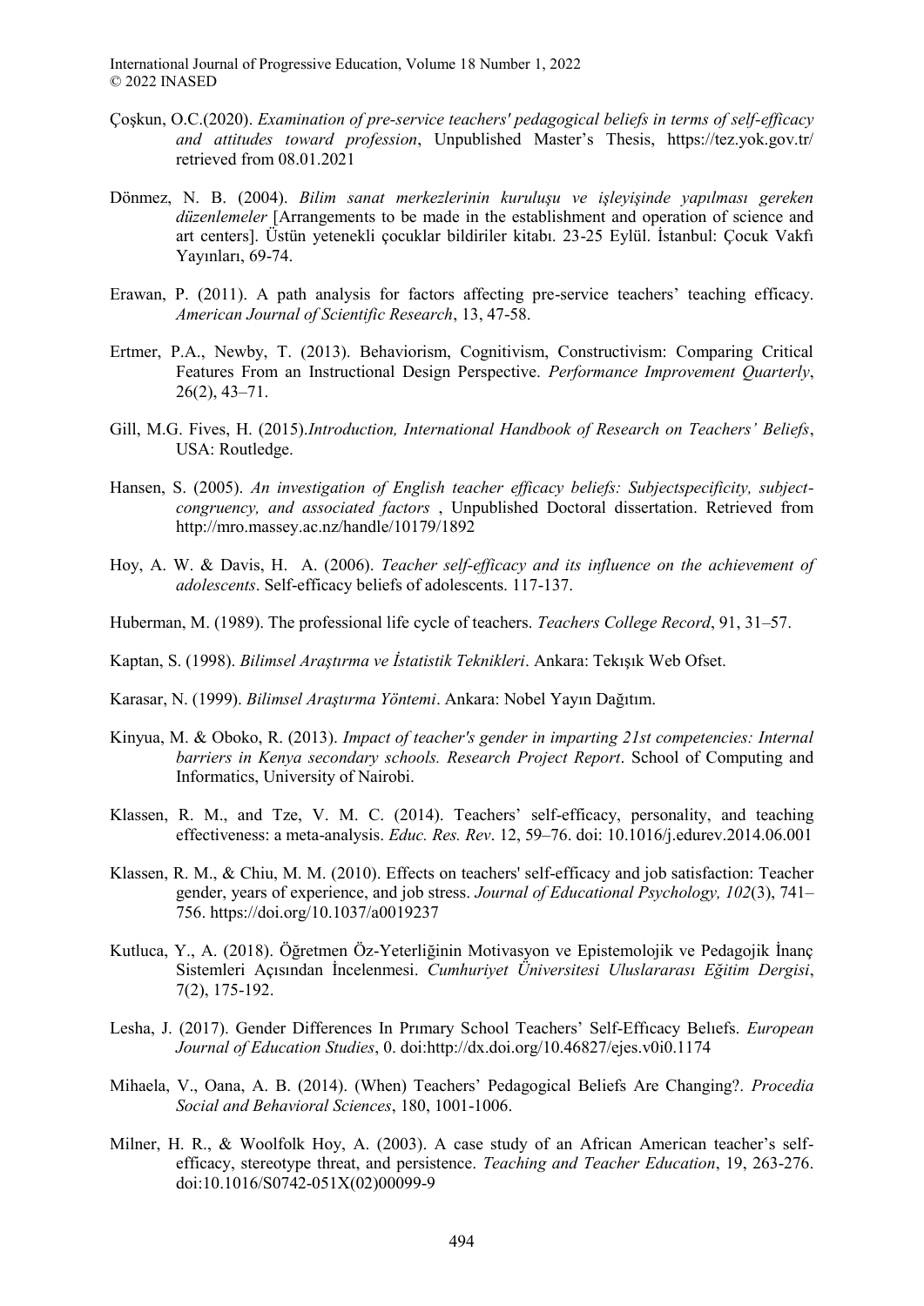Çoşkun, O.C.(2020). *Examination of pre-service teachers' pedagogical beliefs in terms of self-efficacy and attitudes toward profession*, Unpublished Master's Thesis, https://tez.yok.gov.tr/ retrieved from 08.01.2021

Dönmez, N. B. (2004). *Bilim sanat merkezlerinin kuruluşu ve işleyişinde yapılması gereken düzenlemeler* [Arrangements to be made in the establishment and operation of science and art centers]. Üstün yetenekli çocuklar bildiriler kitabı. 23-25 Eylül. İstanbul: Çocuk Vakfı Yayınları, 69-74.

Erawan, P. (2011). A path analysis for factors affecting pre-service teachers' teaching efficacy. *American Journal of Scientific Research*, 13, 47-58.

Ertmer, P.A., Newby, T. (2013). Behaviorism, Cognitivism, Constructivism: Comparing Critical Features From an Instructional Design Perspective. *Performance Improvement Quarterly*, 26(2), 43–71.

Gill, M.G. Fives, H. (2015).*Introduction, International Handbook of Research on Teachers' Beliefs*, USA: Routledge.

Hansen, S. (2005). *An investigation of English teacher efficacy beliefs: Subjectspecificity, subject-congruency, and associated factors* , Unpublished Doctoral dissertation. Retrieved from http://mro.massey.ac.nz/handle/10179/1892

Hoy, A. W. & Davis, H. A. (2006). *Teacher self-efficacy and its influence on the achievement of adolescents*. Self-efficacy beliefs of adolescents. 117-137.

Huberman, M. (1989). The professional life cycle of teachers. *Teachers College Record*, 91, 31–57.

Kaptan, S. (1998). *Bilimsel Araştırma ve İstatistik Teknikleri*. Ankara: Tekışık Web Ofset.

Karasar, N. (1999). *Bilimsel Araştırma Yöntemi*. Ankara: Nobel Yayın Dağıtım.

Kinyua, M. & Oboko, R. (2013). *Impact of teacher's gender in imparting 21st competencies: Internal barriers in Kenya secondary schools. Research Project Report*. School of Computing and Informatics, University of Nairobi.

Klassen, R. M., and Tze, V. M. C. (2014). Teachers' self-efficacy, personality, and teaching effectiveness: a meta-analysis. *Educ. Res. Rev*. 12, 59–76. doi: 10.1016/j.edurev.2014.06.001

Klassen, R. M., & Chiu, M. M. (2010). Effects on teachers' self-efficacy and job satisfaction: Teacher gender, years of experience, and job stress. *Journal of Educational Psychology, 102*(3), 741–756. https://doi.org/10.1037/a0019237

Kutluca, Y., A. (2018). Öğretmen Öz-Yeterliğinin Motivasyon ve Epistemolojik ve Pedagojik İnanç Sistemleri Açısından İncelenmesi. *Cumhuriyet Üniversitesi Uluslararası Eğitim Dergisi*, 7(2), 175-192.

Lesha, J. (2017). Gender Differences In Prımary School Teachers' Self-Effıcacy Belıefs. *European Journal of Education Studies*, 0. doi:http://dx.doi.org/10.46827/ejes.v0i0.1174

Mihaela, V., Oana, A. B. (2014). (When) Teachers' Pedagogical Beliefs Are Changing?. *Procedia Social and Behavioral Sciences*, 180, 1001-1006.

Milner, H. R., & Woolfolk Hoy, A. (2003). A case study of an African American teacher's self-efficacy, stereotype threat, and persistence. *Teaching and Teacher Education*, 19, 263-276. doi:10.1016/S0742-051X(02)00099-9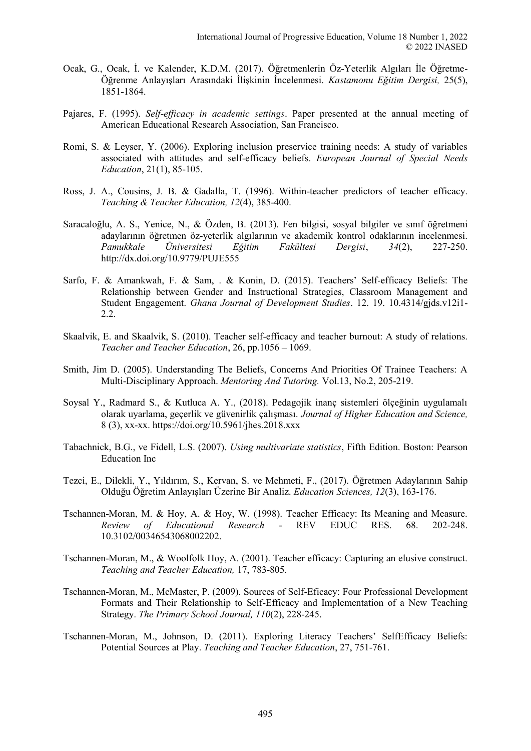Ocak, G., Ocak, İ. ve Kalender, K.D.M. (2017). Öğretmenlerin Öz-Yeterlik Algıları İle Öğretme-Öğrenme Anlayışları Arasındaki İlişkinin İncelenmesi. *Kastamonu Eğitim Dergisi,* 25(5), 1851-1864.

Pajares, F. (1995). *Self-efficacy in academic settings*. Paper presented at the annual meeting of American Educational Research Association, San Francisco.

Romi, S. & Leyser, Y. (2006). Exploring inclusion preservice training needs: A study of variables associated with attitudes and self-efficacy beliefs. *European Journal of Special Needs Education*, 21(1), 85-105.

Ross, J. A., Cousins, J. B. & Gadalla, T. (1996). Within-teacher predictors of teacher efficacy. *Teaching & Teacher Education, 12*(4), 385-400.

Saracaloğlu, A. S., Yenice, N., & Özden, B. (2013). Fen bilgisi, sosyal bilgiler ve sınıf öğretmeni adaylarının öğretmen öz-yeterlik algılarının ve akademik kontrol odaklarının incelenmesi. *Pamukkale Üniversitesi Eğitim Fakültesi Dergisi*, *34*(2), 227-250. http://dx.doi.org/10.9779/PUJE555

Sarfo, F. & Amankwah, F. & Sam, . & Konin, D. (2015). Teachers' Self-efficacy Beliefs: The Relationship between Gender and Instructional Strategies, Classroom Management and Student Engagement. *Ghana Journal of Development Studies*. 12. 19. 10.4314/gjds.v12i1-2.2.

Skaalvik, E. and Skaalvik, S. (2010). Teacher self-efficacy and teacher burnout: A study of relations. *Teacher and Teacher Education*, 26, pp.1056 – 1069.

Smith, Jim D. (2005). Understanding The Beliefs, Concerns And Priorities Of Trainee Teachers: A Multi-Disciplinary Approach. *Mentoring And Tutoring.* Vol.13, No.2, 205-219.

Soysal Y., Radmard S., & Kutluca A. Y., (2018). Pedagojik inanç sistemleri ölçeğinin uygulamalı olarak uyarlama, geçerlik ve güvenirlik çalışması. *Journal of Higher Education and Science,* 8 (3), xx-xx. https://doi.org/10.5961/jhes.2018.xxx

Tabachnick, B.G., ve Fidell, L.S. (2007). *Using multivariate statistics*, Fifth Edition. Boston: Pearson Education Inc

Tezci, E., Dilekli, Y., Yıldırım, S., Kervan, S. ve Mehmeti, F., (2017). Öğretmen Adaylarının Sahip Olduğu Öğretim Anlayışları Üzerine Bir Analiz. *Education Sciences, 12*(3), 163-176.

Tschannen-Moran, M. & Hoy, A. & Hoy, W. (1998). Teacher Efficacy: Its Meaning and Measure. *Review of Educational Research* - REV EDUC RES. 68. 202-248. 10.3102/00346543068002202.

Tschannen-Moran, M., & Woolfolk Hoy, A. (2001). Teacher efficacy: Capturing an elusive construct. *Teaching and Teacher Education,* 17, 783-805.

Tschannen-Moran, M., McMaster, P. (2009). Sources of Self-Eficacy: Four Professional Development Formats and Their Relationship to Self-Efficacy and Implementation of a New Teaching Strategy. *The Primary School Journal, 110*(2), 228-245.

Tschannen-Moran, M., Johnson, D. (2011). Exploring Literacy Teachers' SelfEfficacy Beliefs: Potential Sources at Play. *Teaching and Teacher Education*, 27, 751-761.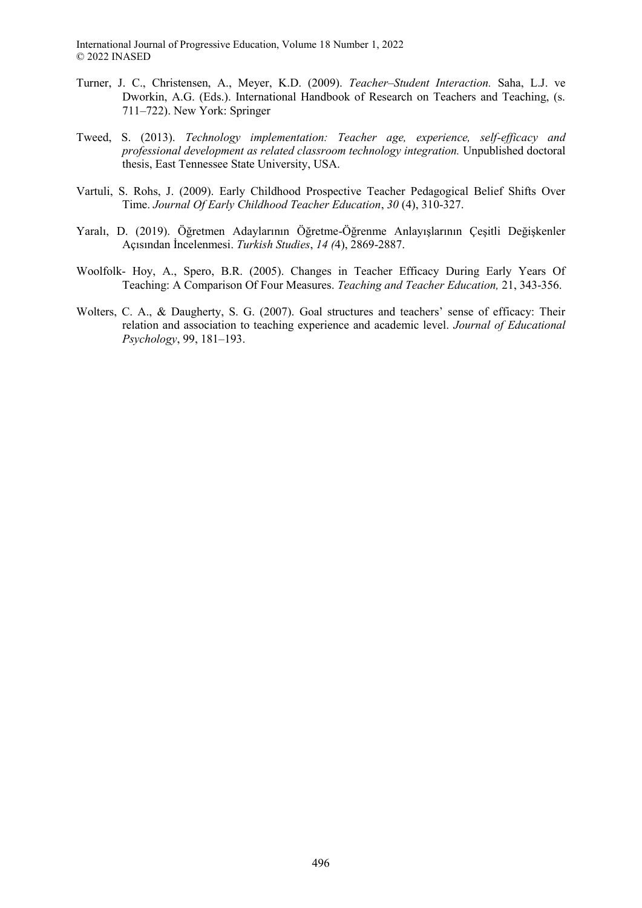Turner, J. C., Christensen, A., Meyer, K.D. (2009). *Teacher–Student Interaction.* Saha, L.J. ve Dworkin, A.G. (Eds.). International Handbook of Research on Teachers and Teaching, (s. 711–722). New York: Springer

Tweed, S. (2013). *Technology implementation: Teacher age, experience, self-efficacy and professional development as related classroom technology integration.* Unpublished doctoral thesis, East Tennessee State University, USA.

Vartuli, S. Rohs, J. (2009). Early Childhood Prospective Teacher Pedagogical Belief Shifts Over Time. *Journal Of Early Childhood Teacher Education*, *30* (4), 310-327.

Yaralı, D. (2019). Öğretmen Adaylarının Öğretme-Öğrenme Anlayışlarının Çeşitli Değişkenler Açısından İncelenmesi. *Turkish Studies*, *14 (*4), 2869-2887.

Woolfolk- Hoy, A., Spero, B.R. (2005). Changes in Teacher Efficacy During Early Years Of Teaching: A Comparison Of Four Measures. *Teaching and Teacher Education,* 21, 343-356.

Wolters, C. A., & Daugherty, S. G. (2007). Goal structures and teachers' sense of efficacy: Their relation and association to teaching experience and academic level. *Journal of Educational Psychology*, 99, 181–193.